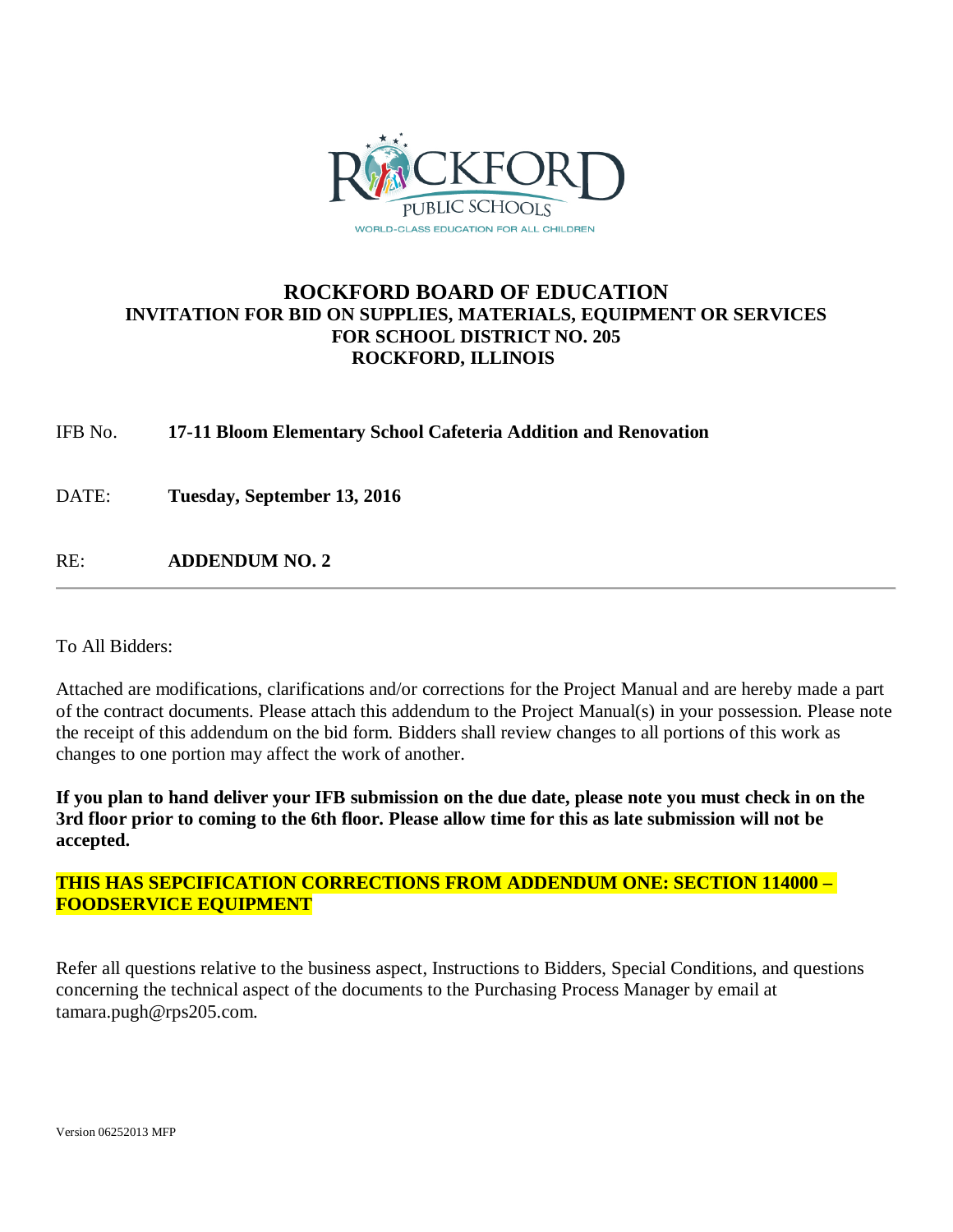# ROCKFORD BOARD OF EDUCATION

## INVITATION FOR BID ON SUPPLIES, MATERIALS, EQUIPMENT OR SERVICES FOR SCHOOL DISTRICT NO. 205 ROCKFORD, ILLINOIS

IFB No. **17-11 Bloom Elementary School Cafeteria Addition and Renovation**

DATE: **Tuesday, September 13, 2016**

RE: **ADDENDUM NO. 2**

---

To All Bidders:

Attached are modifications, clarifications and/or corrections for the Project Manual and are hereby made a part of the contract documents. Please attach this addendum to the Project Manual(s) in your possession. Please note the receipt of this addendum on the bid form. Bidders shall review changes to all portions of this work as changes to one portion may affect the work of another.

**If you plan to hand deliver your IFB submission on the due date, please note you must check in on the 3rd floor prior to coming to the 6th floor. Please allow time for this as late submission will not be accepted.**

**THIS HAS SEPCIFICATION CORRECTIONS FROM ADDENDUM ONE: SECTION 114000 – FOODSERVICE EQUIPMENT**

Refer all questions relative to the business aspect, Instructions to Bidders, Special Conditions, and questions concerning the technical aspect of the documents to the Purchasing Process Manager by email at tamara.pugh@rps205.com.

Version 06252013 MFP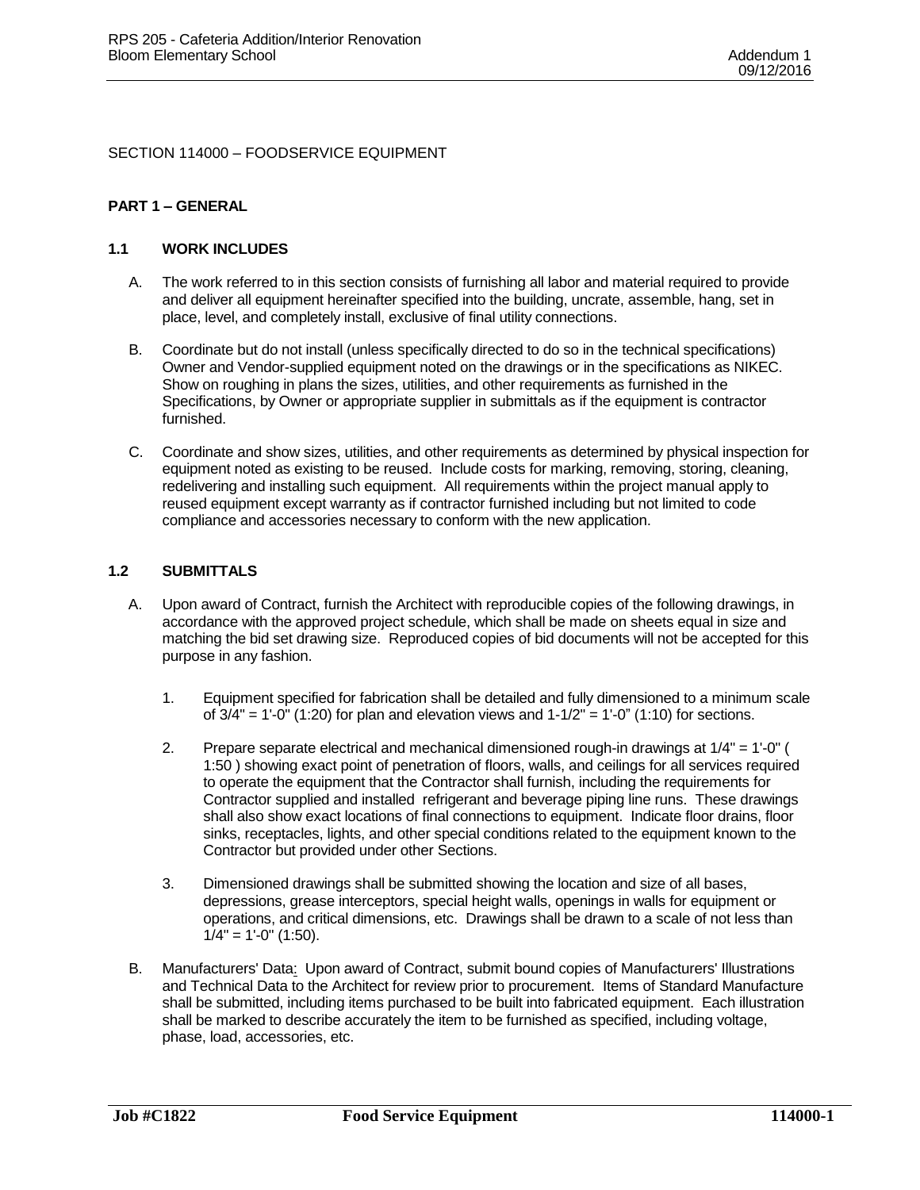SECTION 114000 – FOODSERVICE EQUIPMENT

## PART 1 – GENERAL

### 1.1 WORK INCLUDES

A. The work referred to in this section consists of furnishing all labor and material required to provide and deliver all equipment hereinafter specified into the building, uncrate, assemble, hang, set in place, level, and completely install, exclusive of final utility connections.

B. Coordinate but do not install (unless specifically directed to do so in the technical specifications) Owner and Vendor-supplied equipment noted on the drawings or in the specifications as NIKEC. Show on roughing in plans the sizes, utilities, and other requirements as furnished in the Specifications, by Owner or appropriate supplier in submittals as if the equipment is contractor furnished.

C. Coordinate and show sizes, utilities, and other requirements as determined by physical inspection for equipment noted as existing to be reused. Include costs for marking, removing, storing, cleaning, redelivering and installing such equipment. All requirements within the project manual apply to reused equipment except warranty as if contractor furnished including but not limited to code compliance and accessories necessary to conform with the new application.

### 1.2 SUBMITTALS

A. Upon award of Contract, furnish the Architect with reproducible copies of the following drawings, in accordance with the approved project schedule, which shall be made on sheets equal in size and matching the bid set drawing size. Reproduced copies of bid documents will not be accepted for this purpose in any fashion.

1. Equipment specified for fabrication shall be detailed and fully dimensioned to a minimum scale of 3/4" = 1'-0" (1:20) for plan and elevation views and 1-1/2" = 1'-0" (1:10) for sections.

2. Prepare separate electrical and mechanical dimensioned rough-in drawings at 1/4" = 1'-0" ( 1:50 ) showing exact point of penetration of floors, walls, and ceilings for all services required to operate the equipment that the Contractor shall furnish, including the requirements for Contractor supplied and installed refrigerant and beverage piping line runs. These drawings shall also show exact locations of final connections to equipment. Indicate floor drains, floor sinks, receptacles, lights, and other special conditions related to the equipment known to the Contractor but provided under other Sections.

3. Dimensioned drawings shall be submitted showing the location and size of all bases, depressions, grease interceptors, special height walls, openings in walls for equipment or operations, and critical dimensions, etc. Drawings shall be drawn to a scale of not less than 1/4" = 1'-0" (1:50).

B. Manufacturers' Data: Upon award of Contract, submit bound copies of Manufacturers' Illustrations and Technical Data to the Architect for review prior to procurement. Items of Standard Manufacture shall be submitted, including items purchased to be built into fabricated equipment. Each illustration shall be marked to describe accurately the item to be furnished as specified, including voltage, phase, load, accessories, etc.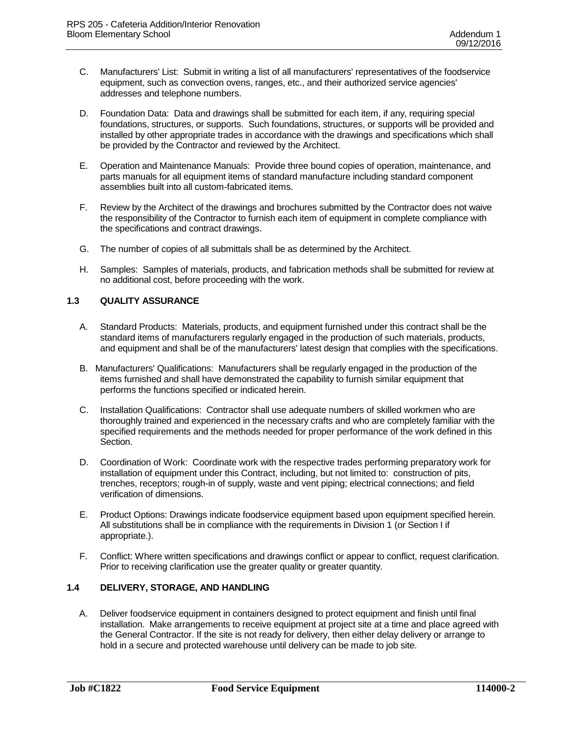C. Manufacturers' List: Submit in writing a list of all manufacturers' representatives of the foodservice equipment, such as convection ovens, ranges, etc., and their authorized service agencies' addresses and telephone numbers.

D. Foundation Data: Data and drawings shall be submitted for each item, if any, requiring special foundations, structures, or supports. Such foundations, structures, or supports will be provided and installed by other appropriate trades in accordance with the drawings and specifications which shall be provided by the Contractor and reviewed by the Architect.

E. Operation and Maintenance Manuals: Provide three bound copies of operation, maintenance, and parts manuals for all equipment items of standard manufacture including standard component assemblies built into all custom-fabricated items.

F. Review by the Architect of the drawings and brochures submitted by the Contractor does not waive the responsibility of the Contractor to furnish each item of equipment in complete compliance with the specifications and contract drawings.

G. The number of copies of all submittals shall be as determined by the Architect.

H. Samples: Samples of materials, products, and fabrication methods shall be submitted for review at no additional cost, before proceeding with the work.

### 1.3 QUALITY ASSURANCE

A. Standard Products: Materials, products, and equipment furnished under this contract shall be the standard items of manufacturers regularly engaged in the production of such materials, products, and equipment and shall be of the manufacturers' latest design that complies with the specifications.

B. Manufacturers' Qualifications: Manufacturers shall be regularly engaged in the production of the items furnished and shall have demonstrated the capability to furnish similar equipment that performs the functions specified or indicated herein.

C. Installation Qualifications: Contractor shall use adequate numbers of skilled workmen who are thoroughly trained and experienced in the necessary crafts and who are completely familiar with the specified requirements and the methods needed for proper performance of the work defined in this Section.

D. Coordination of Work: Coordinate work with the respective trades performing preparatory work for installation of equipment under this Contract, including, but not limited to: construction of pits, trenches, receptors; rough-in of supply, waste and vent piping; electrical connections; and field verification of dimensions.

E. Product Options: Drawings indicate foodservice equipment based upon equipment specified herein. All substitutions shall be in compliance with the requirements in Division 1 (or Section I if appropriate.).

F. Conflict: Where written specifications and drawings conflict or appear to conflict, request clarification. Prior to receiving clarification use the greater quality or greater quantity.

### 1.4 DELIVERY, STORAGE, AND HANDLING

A. Deliver foodservice equipment in containers designed to protect equipment and finish until final installation. Make arrangements to receive equipment at project site at a time and place agreed with the General Contractor. If the site is not ready for delivery, then either delay delivery or arrange to hold in a secure and protected warehouse until delivery can be made to job site.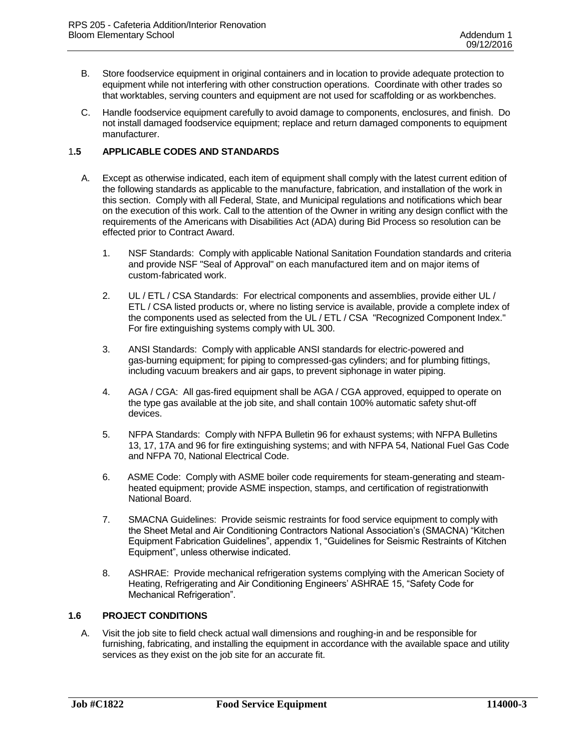B. Store foodservice equipment in original containers and in location to provide adequate protection to equipment while not interfering with other construction operations. Coordinate with other trades so that worktables, serving counters and equipment are not used for scaffolding or as workbenches.

C. Handle foodservice equipment carefully to avoid damage to components, enclosures, and finish. Do not install damaged foodservice equipment; replace and return damaged components to equipment manufacturer.

### 1.5 APPLICABLE CODES AND STANDARDS

A. Except as otherwise indicated, each item of equipment shall comply with the latest current edition of the following standards as applicable to the manufacture, fabrication, and installation of the work in this section. Comply with all Federal, State, and Municipal regulations and notifications which bear on the execution of this work. Call to the attention of the Owner in writing any design conflict with the requirements of the Americans with Disabilities Act (ADA) during Bid Process so resolution can be effected prior to Contract Award.

1. NSF Standards: Comply with applicable National Sanitation Foundation standards and criteria and provide NSF "Seal of Approval" on each manufactured item and on major items of custom-fabricated work.

2. UL / ETL / CSA Standards: For electrical components and assemblies, provide either UL / ETL / CSA listed products or, where no listing service is available, provide a complete index of the components used as selected from the UL / ETL / CSA "Recognized Component Index." For fire extinguishing systems comply with UL 300.

3. ANSI Standards: Comply with applicable ANSI standards for electric-powered and gas-burning equipment; for piping to compressed-gas cylinders; and for plumbing fittings, including vacuum breakers and air gaps, to prevent siphonage in water piping.

4. AGA / CGA: All gas-fired equipment shall be AGA / CGA approved, equipped to operate on the type gas available at the job site, and shall contain 100% automatic safety shut-off devices.

5. NFPA Standards: Comply with NFPA Bulletin 96 for exhaust systems; with NFPA Bulletins 13, 17, 17A and 96 for fire extinguishing systems; and with NFPA 54, National Fuel Gas Code and NFPA 70, National Electrical Code.

6. ASME Code: Comply with ASME boiler code requirements for steam-generating and steam-heated equipment; provide ASME inspection, stamps, and certification of registrationwith National Board.

7. SMACNA Guidelines: Provide seismic restraints for food service equipment to comply with the Sheet Metal and Air Conditioning Contractors National Association's (SMACNA) "Kitchen Equipment Fabrication Guidelines", appendix 1, "Guidelines for Seismic Restraints of Kitchen Equipment", unless otherwise indicated.

8. ASHRAE: Provide mechanical refrigeration systems complying with the American Society of Heating, Refrigerating and Air Conditioning Engineers' ASHRAE 15, "Safety Code for Mechanical Refrigeration".

### 1.6 PROJECT CONDITIONS

A. Visit the job site to field check actual wall dimensions and roughing-in and be responsible for furnishing, fabricating, and installing the equipment in accordance with the available space and utility services as they exist on the job site for an accurate fit.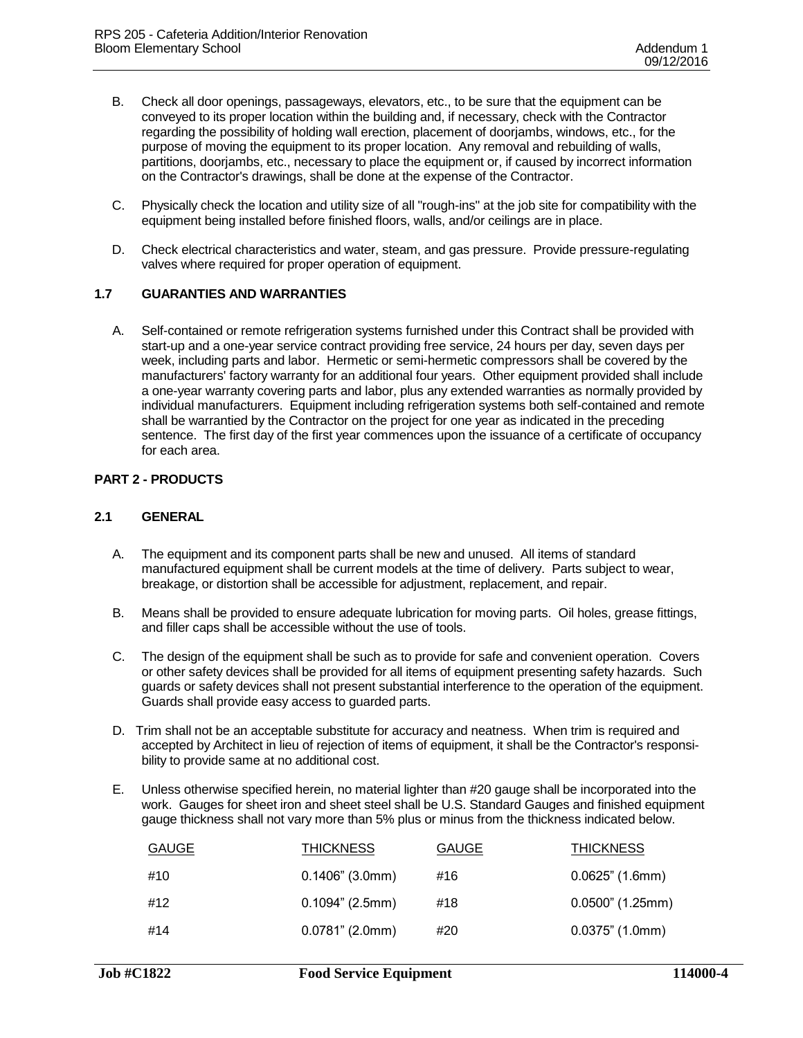B. Check all door openings, passageways, elevators, etc., to be sure that the equipment can be conveyed to its proper location within the building and, if necessary, check with the Contractor regarding the possibility of holding wall erection, placement of doorjambs, windows, etc., for the purpose of moving the equipment to its proper location. Any removal and rebuilding of walls, partitions, doorjambs, etc., necessary to place the equipment or, if caused by incorrect information on the Contractor's drawings, shall be done at the expense of the Contractor.

C. Physically check the location and utility size of all "rough-ins" at the job site for compatibility with the equipment being installed before finished floors, walls, and/or ceilings are in place.

D. Check electrical characteristics and water, steam, and gas pressure. Provide pressure-regulating valves where required for proper operation of equipment.

### 1.7 GUARANTIES AND WARRANTIES

A. Self-contained or remote refrigeration systems furnished under this Contract shall be provided with start-up and a one-year service contract providing free service, 24 hours per day, seven days per week, including parts and labor. Hermetic or semi-hermetic compressors shall be covered by the manufacturers' factory warranty for an additional four years. Other equipment provided shall include a one-year warranty covering parts and labor, plus any extended warranties as normally provided by individual manufacturers. Equipment including refrigeration systems both self-contained and remote shall be warrantied by the Contractor on the project for one year as indicated in the preceding sentence. The first day of the first year commences upon the issuance of a certificate of occupancy for each area.

## PART 2 - PRODUCTS

### 2.1 GENERAL

A. The equipment and its component parts shall be new and unused. All items of standard manufactured equipment shall be current models at the time of delivery. Parts subject to wear, breakage, or distortion shall be accessible for adjustment, replacement, and repair.

B. Means shall be provided to ensure adequate lubrication for moving parts. Oil holes, grease fittings, and filler caps shall be accessible without the use of tools.

C. The design of the equipment shall be such as to provide for safe and convenient operation. Covers or other safety devices shall be provided for all items of equipment presenting safety hazards. Such guards or safety devices shall not present substantial interference to the operation of the equipment. Guards shall provide easy access to guarded parts.

D. Trim shall not be an acceptable substitute for accuracy and neatness. When trim is required and accepted by Architect in lieu of rejection of items of equipment, it shall be the Contractor's responsibility to provide same at no additional cost.

E. Unless otherwise specified herein, no material lighter than #20 gauge shall be incorporated into the work. Gauges for sheet iron and sheet steel shall be U.S. Standard Gauges and finished equipment gauge thickness shall not vary more than 5% plus or minus from the thickness indicated below.

| GAUGE | THICKNESS | GAUGE | THICKNESS |
|---|---|---|---|
| #10 | 0.1406" (3.0mm) | #16 | 0.0625" (1.6mm) |
| #12 | 0.1094" (2.5mm) | #18 | 0.0500" (1.25mm) |
| #14 | 0.0781" (2.0mm) | #20 | 0.0375" (1.0mm) |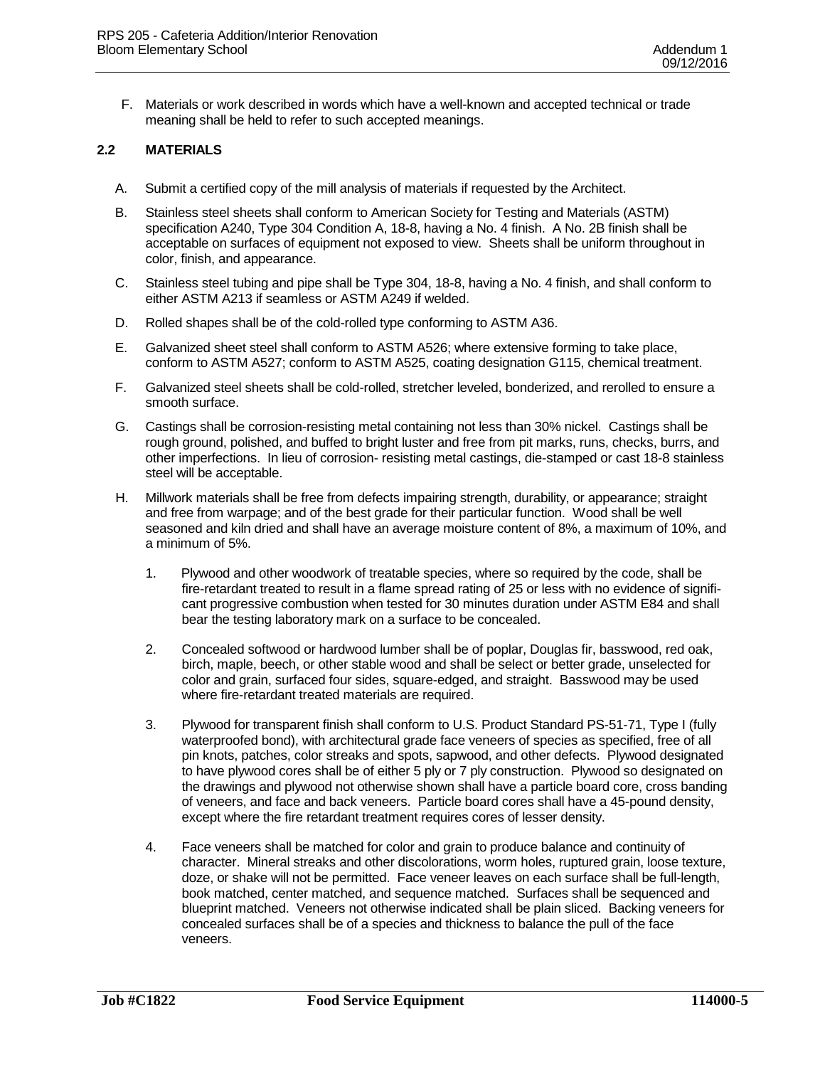F. Materials or work described in words which have a well-known and accepted technical or trade meaning shall be held to refer to such accepted meanings.

## 2.2 MATERIALS

A. Submit a certified copy of the mill analysis of materials if requested by the Architect.

B. Stainless steel sheets shall conform to American Society for Testing and Materials (ASTM) specification A240, Type 304 Condition A, 18-8, having a No. 4 finish. A No. 2B finish shall be acceptable on surfaces of equipment not exposed to view. Sheets shall be uniform throughout in color, finish, and appearance.

C. Stainless steel tubing and pipe shall be Type 304, 18-8, having a No. 4 finish, and shall conform to either ASTM A213 if seamless or ASTM A249 if welded.

D. Rolled shapes shall be of the cold-rolled type conforming to ASTM A36.

E. Galvanized sheet steel shall conform to ASTM A526; where extensive forming to take place, conform to ASTM A527; conform to ASTM A525, coating designation G115, chemical treatment.

F. Galvanized steel sheets shall be cold-rolled, stretcher leveled, bonderized, and rerolled to ensure a smooth surface.

G. Castings shall be corrosion-resisting metal containing not less than 30% nickel. Castings shall be rough ground, polished, and buffed to bright luster and free from pit marks, runs, checks, burrs, and other imperfections. In lieu of corrosion- resisting metal castings, die-stamped or cast 18-8 stainless steel will be acceptable.

H. Millwork materials shall be free from defects impairing strength, durability, or appearance; straight and free from warpage; and of the best grade for their particular function. Wood shall be well seasoned and kiln dried and shall have an average moisture content of 8%, a maximum of 10%, and a minimum of 5%.

1. Plywood and other woodwork of treatable species, where so required by the code, shall be fire-retardant treated to result in a flame spread rating of 25 or less with no evidence of significant progressive combustion when tested for 30 minutes duration under ASTM E84 and shall bear the testing laboratory mark on a surface to be concealed.

2. Concealed softwood or hardwood lumber shall be of poplar, Douglas fir, basswood, red oak, birch, maple, beech, or other stable wood and shall be select or better grade, unselected for color and grain, surfaced four sides, square-edged, and straight. Basswood may be used where fire-retardant treated materials are required.

3. Plywood for transparent finish shall conform to U.S. Product Standard PS-51-71, Type I (fully waterproofed bond), with architectural grade face veneers of species as specified, free of all pin knots, patches, color streaks and spots, sapwood, and other defects. Plywood designated to have plywood cores shall be of either 5 ply or 7 ply construction. Plywood so designated on the drawings and plywood not otherwise shown shall have a particle board core, cross banding of veneers, and face and back veneers. Particle board cores shall have a 45-pound density, except where the fire retardant treatment requires cores of lesser density.

4. Face veneers shall be matched for color and grain to produce balance and continuity of character. Mineral streaks and other discolorations, worm holes, ruptured grain, loose texture, doze, or shake will not be permitted. Face veneer leaves on each surface shall be full-length, book matched, center matched, and sequence matched. Surfaces shall be sequenced and blueprint matched. Veneers not otherwise indicated shall be plain sliced. Backing veneers for concealed surfaces shall be of a species and thickness to balance the pull of the face veneers.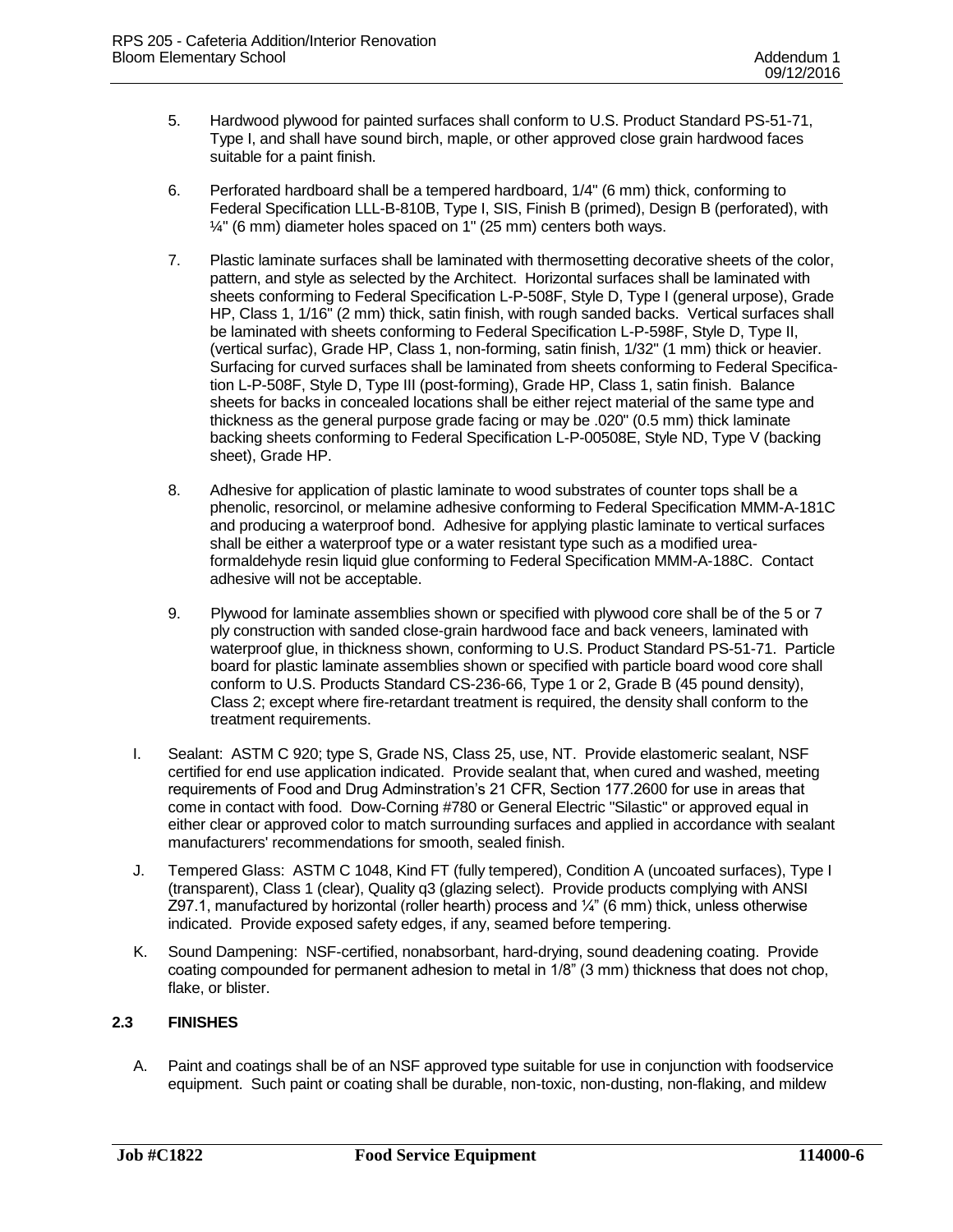5. Hardwood plywood for painted surfaces shall conform to U.S. Product Standard PS-51-71, Type I, and shall have sound birch, maple, or other approved close grain hardwood faces suitable for a paint finish.

6. Perforated hardboard shall be a tempered hardboard, 1/4" (6 mm) thick, conforming to Federal Specification LLL-B-810B, Type I, SIS, Finish B (primed), Design B (perforated), with ¼" (6 mm) diameter holes spaced on 1" (25 mm) centers both ways.

7. Plastic laminate surfaces shall be laminated with thermosetting decorative sheets of the color, pattern, and style as selected by the Architect. Horizontal surfaces shall be laminated with sheets conforming to Federal Specification L-P-508F, Style D, Type I (general urpose), Grade HP, Class 1, 1/16" (2 mm) thick, satin finish, with rough sanded backs. Vertical surfaces shall be laminated with sheets conforming to Federal Specification L-P-598F, Style D, Type II, (vertical surfac), Grade HP, Class 1, non-forming, satin finish, 1/32" (1 mm) thick or heavier. Surfacing for curved surfaces shall be laminated from sheets conforming to Federal Specification L-P-508F, Style D, Type III (post-forming), Grade HP, Class 1, satin finish. Balance sheets for backs in concealed locations shall be either reject material of the same type and thickness as the general purpose grade facing or may be .020" (0.5 mm) thick laminate backing sheets conforming to Federal Specification L-P-00508E, Style ND, Type V (backing sheet), Grade HP.

8. Adhesive for application of plastic laminate to wood substrates of counter tops shall be a phenolic, resorcinol, or melamine adhesive conforming to Federal Specification MMM-A-181C and producing a waterproof bond. Adhesive for applying plastic laminate to vertical surfaces shall be either a waterproof type or a water resistant type such as a modified urea-formaldehyde resin liquid glue conforming to Federal Specification MMM-A-188C. Contact adhesive will not be acceptable.

9. Plywood for laminate assemblies shown or specified with plywood core shall be of the 5 or 7 ply construction with sanded close-grain hardwood face and back veneers, laminated with waterproof glue, in thickness shown, conforming to U.S. Product Standard PS-51-71. Particle board for plastic laminate assemblies shown or specified with particle board wood core shall conform to U.S. Products Standard CS-236-66, Type 1 or 2, Grade B (45 pound density), Class 2; except where fire-retardant treatment is required, the density shall conform to the treatment requirements.

I. Sealant: ASTM C 920; type S, Grade NS, Class 25, use, NT. Provide elastomeric sealant, NSF certified for end use application indicated. Provide sealant that, when cured and washed, meeting requirements of Food and Drug Adminstration's 21 CFR, Section 177.2600 for use in areas that come in contact with food. Dow-Corning #780 or General Electric "Silastic" or approved equal in either clear or approved color to match surrounding surfaces and applied in accordance with sealant manufacturers' recommendations for smooth, sealed finish.

J. Tempered Glass: ASTM C 1048, Kind FT (fully tempered), Condition A (uncoated surfaces), Type I (transparent), Class 1 (clear), Quality q3 (glazing select). Provide products complying with ANSI Z97.1, manufactured by horizontal (roller hearth) process and ¼" (6 mm) thick, unless otherwise indicated. Provide exposed safety edges, if any, seamed before tempering.

K. Sound Dampening: NSF-certified, nonabsorbant, hard-drying, sound deadening coating. Provide coating compounded for permanent adhesion to metal in 1/8" (3 mm) thickness that does not chop, flake, or blister.

## 2.3 FINISHES

A. Paint and coatings shall be of an NSF approved type suitable for use in conjunction with foodservice equipment. Such paint or coating shall be durable, non-toxic, non-dusting, non-flaking, and mildew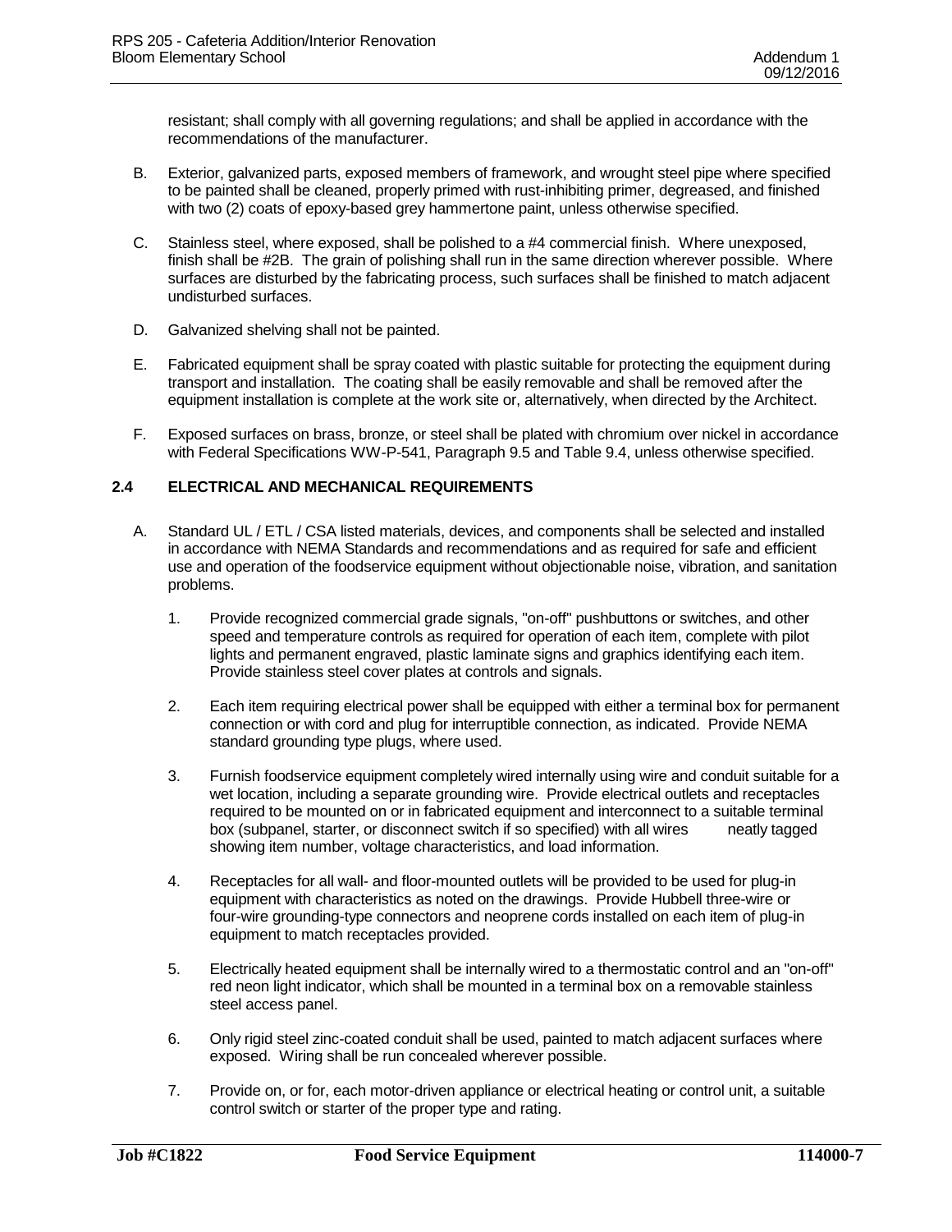resistant; shall comply with all governing regulations; and shall be applied in accordance with the recommendations of the manufacturer.

B. Exterior, galvanized parts, exposed members of framework, and wrought steel pipe where specified to be painted shall be cleaned, properly primed with rust-inhibiting primer, degreased, and finished with two (2) coats of epoxy-based grey hammertone paint, unless otherwise specified.

C. Stainless steel, where exposed, shall be polished to a #4 commercial finish. Where unexposed, finish shall be #2B. The grain of polishing shall run in the same direction wherever possible. Where surfaces are disturbed by the fabricating process, such surfaces shall be finished to match adjacent undisturbed surfaces.

D. Galvanized shelving shall not be painted.

E. Fabricated equipment shall be spray coated with plastic suitable for protecting the equipment during transport and installation. The coating shall be easily removable and shall be removed after the equipment installation is complete at the work site or, alternatively, when directed by the Architect.

F. Exposed surfaces on brass, bronze, or steel shall be plated with chromium over nickel in accordance with Federal Specifications WW-P-541, Paragraph 9.5 and Table 9.4, unless otherwise specified.

## 2.4 ELECTRICAL AND MECHANICAL REQUIREMENTS

A. Standard UL / ETL / CSA listed materials, devices, and components shall be selected and installed in accordance with NEMA Standards and recommendations and as required for safe and efficient use and operation of the foodservice equipment without objectionable noise, vibration, and sanitation problems.

1. Provide recognized commercial grade signals, "on-off" pushbuttons or switches, and other speed and temperature controls as required for operation of each item, complete with pilot lights and permanent engraved, plastic laminate signs and graphics identifying each item. Provide stainless steel cover plates at controls and signals.

2. Each item requiring electrical power shall be equipped with either a terminal box for permanent connection or with cord and plug for interruptible connection, as indicated. Provide NEMA standard grounding type plugs, where used.

3. Furnish foodservice equipment completely wired internally using wire and conduit suitable for a wet location, including a separate grounding wire. Provide electrical outlets and receptacles required to be mounted on or in fabricated equipment and interconnect to a suitable terminal box (subpanel, starter, or disconnect switch if so specified) with all wires neatly tagged showing item number, voltage characteristics, and load information.

4. Receptacles for all wall- and floor-mounted outlets will be provided to be used for plug-in equipment with characteristics as noted on the drawings. Provide Hubbell three-wire or four-wire grounding-type connectors and neoprene cords installed on each item of plug-in equipment to match receptacles provided.

5. Electrically heated equipment shall be internally wired to a thermostatic control and an "on-off" red neon light indicator, which shall be mounted in a terminal box on a removable stainless steel access panel.

6. Only rigid steel zinc-coated conduit shall be used, painted to match adjacent surfaces where exposed. Wiring shall be run concealed wherever possible.

7. Provide on, or for, each motor-driven appliance or electrical heating or control unit, a suitable control switch or starter of the proper type and rating.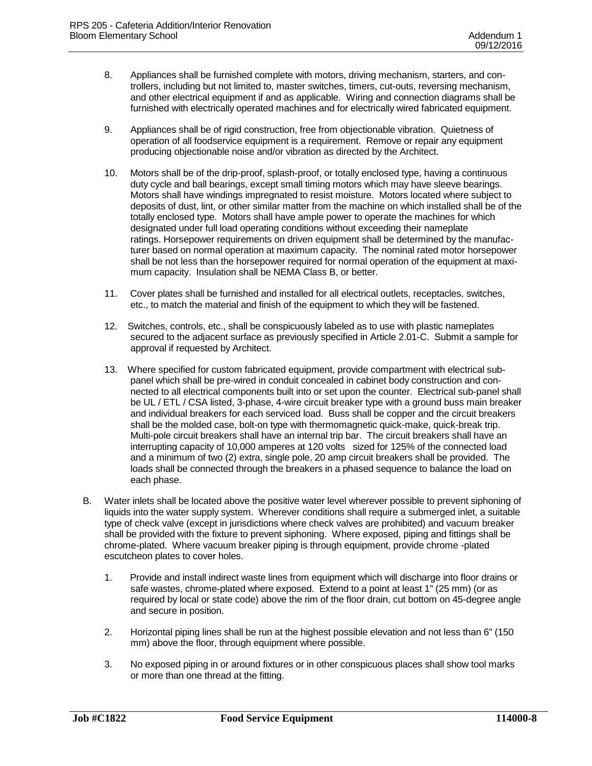8. Appliances shall be furnished complete with motors, driving mechanism, starters, and controllers, including but not limited to, master switches, timers, cut-outs, reversing mechanism, and other electrical equipment if and as applicable. Wiring and connection diagrams shall be furnished with electrically operated machines and for electrically wired fabricated equipment.

9. Appliances shall be of rigid construction, free from objectionable vibration. Quietness of operation of all foodservice equipment is a requirement. Remove or repair any equipment producing objectionable noise and/or vibration as directed by the Architect.

10. Motors shall be of the drip-proof, splash-proof, or totally enclosed type, having a continuous duty cycle and ball bearings, except small timing motors which may have sleeve bearings. Motors shall have windings impregnated to resist moisture. Motors located where subject to deposits of dust, lint, or other similar matter from the machine on which installed shall be of the totally enclosed type. Motors shall have ample power to operate the machines for which designated under full load operating conditions without exceeding their nameplate ratings. Horsepower requirements on driven equipment shall be determined by the manufacturer based on normal operation at maximum capacity. The nominal rated motor horsepower shall be not less than the horsepower required for normal operation of the equipment at maximum capacity. Insulation shall be NEMA Class B, or better.

11. Cover plates shall be furnished and installed for all electrical outlets, receptacles, switches, etc., to match the material and finish of the equipment to which they will be fastened.

12. Switches, controls, etc., shall be conspicuously labeled as to use with plastic nameplates secured to the adjacent surface as previously specified in Article 2.01-C. Submit a sample for approval if requested by Architect.

13. Where specified for custom fabricated equipment, provide compartment with electrical sub-panel which shall be pre-wired in conduit concealed in cabinet body construction and connected to all electrical components built into or set upon the counter. Electrical sub-panel shall be UL / ETL / CSA listed, 3-phase, 4-wire circuit breaker type with a ground buss main breaker and individual breakers for each serviced load. Buss shall be copper and the circuit breakers shall be the molded case, bolt-on type with thermomagnetic quick-make, quick-break trip. Multi-pole circuit breakers shall have an internal trip bar. The circuit breakers shall have an interrupting capacity of 10,000 amperes at 120 volts sized for 125% of the connected load and a minimum of two (2) extra, single pole, 20 amp circuit breakers shall be provided. The loads shall be connected through the breakers in a phased sequence to balance the load on each phase.

B. Water inlets shall be located above the positive water level wherever possible to prevent siphoning of liquids into the water supply system. Wherever conditions shall require a submerged inlet, a suitable type of check valve (except in jurisdictions where check valves are prohibited) and vacuum breaker shall be provided with the fixture to prevent siphoning. Where exposed, piping and fittings shall be chrome-plated. Where vacuum breaker piping is through equipment, provide chrome -plated escutcheon plates to cover holes.

   1. Provide and install indirect waste lines from equipment which will discharge into floor drains or safe wastes, chrome-plated where exposed. Extend to a point at least 1" (25 mm) (or as required by local or state code) above the rim of the floor drain, cut bottom on 45-degree angle and secure in position.

   2. Horizontal piping lines shall be run at the highest possible elevation and not less than 6" (150 mm) above the floor, through equipment where possible.

   3. No exposed piping in or around fixtures or in other conspicuous places shall show tool marks or more than one thread at the fitting.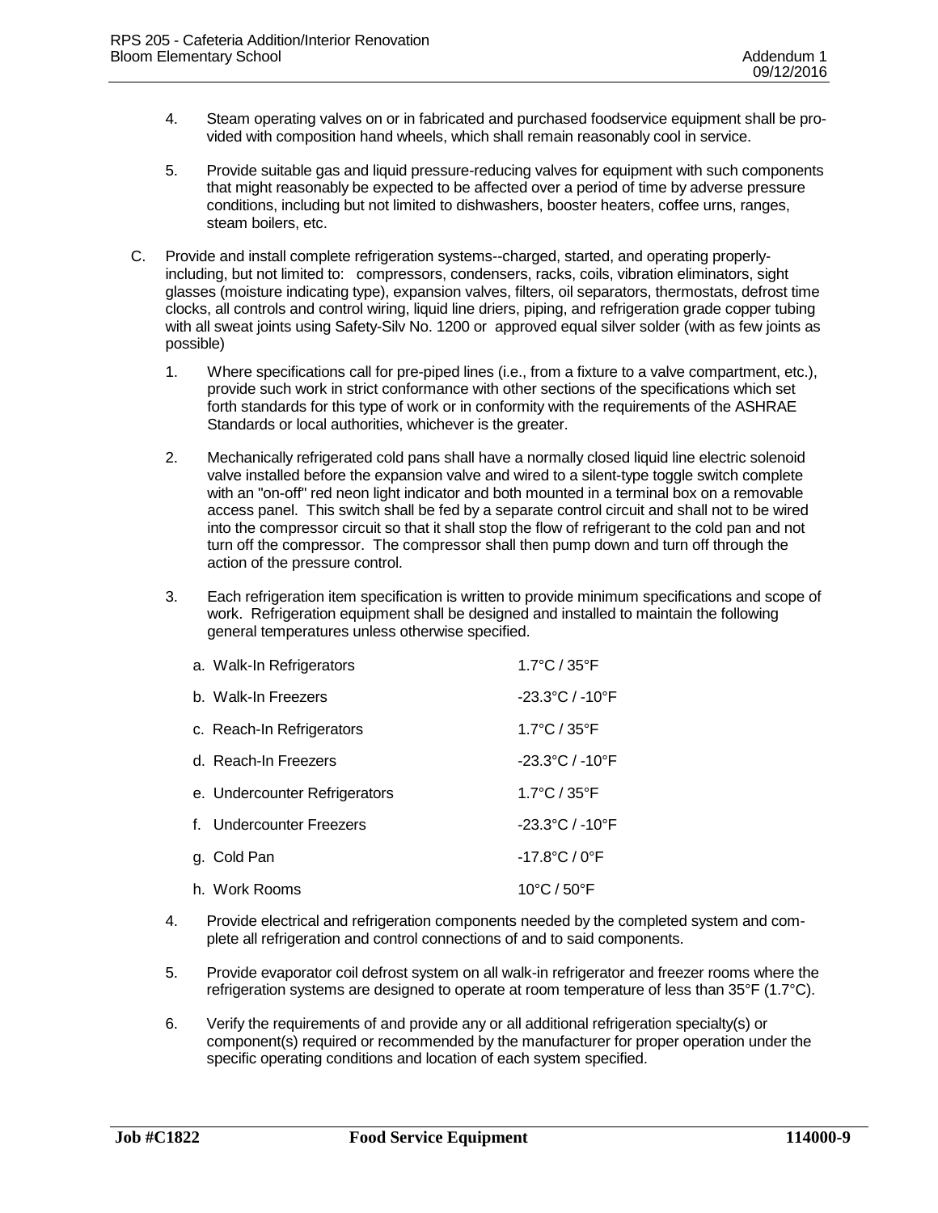4. Steam operating valves on or in fabricated and purchased foodservice equipment shall be provided with composition hand wheels, which shall remain reasonably cool in service.

5. Provide suitable gas and liquid pressure-reducing valves for equipment with such components that might reasonably be expected to be affected over a period of time by adverse pressure conditions, including but not limited to dishwashers, booster heaters, coffee urns, ranges, steam boilers, etc.

C. Provide and install complete refrigeration systems--charged, started, and operating properly-including, but not limited to: compressors, condensers, racks, coils, vibration eliminators, sight glasses (moisture indicating type), expansion valves, filters, oil separators, thermostats, defrost time clocks, all controls and control wiring, liquid line driers, piping, and refrigeration grade copper tubing with all sweat joints using Safety-Silv No. 1200 or approved equal silver solder (with as few joints as possible)

   1. Where specifications call for pre-piped lines (i.e., from a fixture to a valve compartment, etc.), provide such work in strict conformance with other sections of the specifications which set forth standards for this type of work or in conformity with the requirements of the ASHRAE Standards or local authorities, whichever is the greater.

   2. Mechanically refrigerated cold pans shall have a normally closed liquid line electric solenoid valve installed before the expansion valve and wired to a silent-type toggle switch complete with an "on-off" red neon light indicator and both mounted in a terminal box on a removable access panel. This switch shall be fed by a separate control circuit and shall not to be wired into the compressor circuit so that it shall stop the flow of refrigerant to the cold pan and not turn off the compressor. The compressor shall then pump down and turn off through the action of the pressure control.

   3. Each refrigeration item specification is written to provide minimum specifications and scope of work. Refrigeration equipment shall be designed and installed to maintain the following general temperatures unless otherwise specified.

| | |
|---|---|
| a. Walk-In Refrigerators | 1.7°C / 35°F |
| b. Walk-In Freezers | -23.3°C / -10°F |
| c. Reach-In Refrigerators | 1.7°C / 35°F |
| d. Reach-In Freezers | -23.3°C / -10°F |
| e. Undercounter Refrigerators | 1.7°C / 35°F |
| f. Undercounter Freezers | -23.3°C / -10°F |
| g. Cold Pan | -17.8°C / 0°F |
| h. Work Rooms | 10°C / 50°F |

   4. Provide electrical and refrigeration components needed by the completed system and complete all refrigeration and control connections of and to said components.

   5. Provide evaporator coil defrost system on all walk-in refrigerator and freezer rooms where the refrigeration systems are designed to operate at room temperature of less than 35°F (1.7°C).

   6. Verify the requirements of and provide any or all additional refrigeration specialty(s) or component(s) required or recommended by the manufacturer for proper operation under the specific operating conditions and location of each system specified.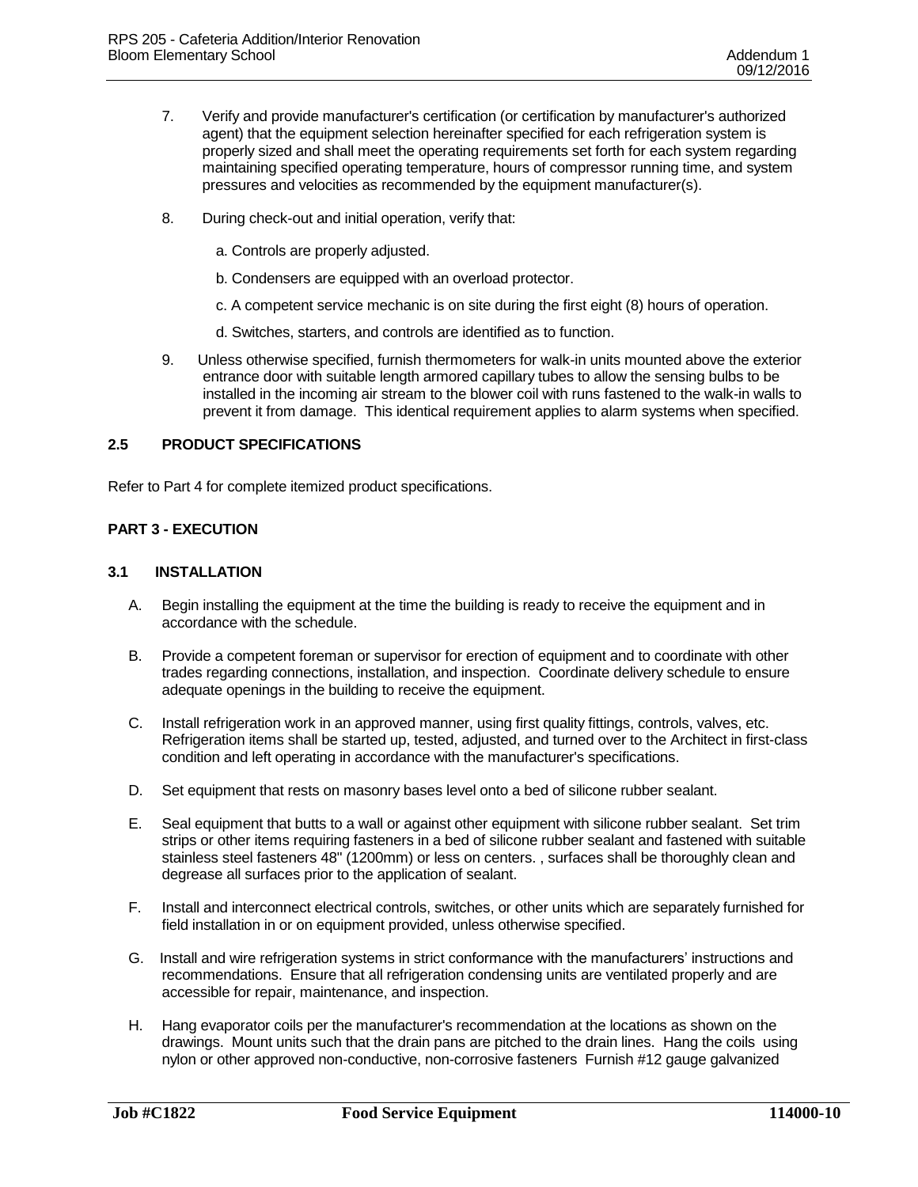7. Verify and provide manufacturer's certification (or certification by manufacturer's authorized agent) that the equipment selection hereinafter specified for each refrigeration system is properly sized and shall meet the operating requirements set forth for each system regarding maintaining specified operating temperature, hours of compressor running time, and system pressures and velocities as recommended by the equipment manufacturer(s).

8. During check-out and initial operation, verify that:

   a. Controls are properly adjusted.

   b. Condensers are equipped with an overload protector.

   c. A competent service mechanic is on site during the first eight (8) hours of operation.

   d. Switches, starters, and controls are identified as to function.

9. Unless otherwise specified, furnish thermometers for walk-in units mounted above the exterior entrance door with suitable length armored capillary tubes to allow the sensing bulbs to be installed in the incoming air stream to the blower coil with runs fastened to the walk-in walls to prevent it from damage. This identical requirement applies to alarm systems when specified.

### 2.5 PRODUCT SPECIFICATIONS

Refer to Part 4 for complete itemized product specifications.

## PART 3 - EXECUTION

### 3.1 INSTALLATION

A. Begin installing the equipment at the time the building is ready to receive the equipment and in accordance with the schedule.

B. Provide a competent foreman or supervisor for erection of equipment and to coordinate with other trades regarding connections, installation, and inspection. Coordinate delivery schedule to ensure adequate openings in the building to receive the equipment.

C. Install refrigeration work in an approved manner, using first quality fittings, controls, valves, etc. Refrigeration items shall be started up, tested, adjusted, and turned over to the Architect in first-class condition and left operating in accordance with the manufacturer's specifications.

D. Set equipment that rests on masonry bases level onto a bed of silicone rubber sealant.

E. Seal equipment that butts to a wall or against other equipment with silicone rubber sealant. Set trim strips or other items requiring fasteners in a bed of silicone rubber sealant and fastened with suitable stainless steel fasteners 48" (1200mm) or less on centers. , surfaces shall be thoroughly clean and degrease all surfaces prior to the application of sealant.

F. Install and interconnect electrical controls, switches, or other units which are separately furnished for field installation in or on equipment provided, unless otherwise specified.

G. Install and wire refrigeration systems in strict conformance with the manufacturers' instructions and recommendations. Ensure that all refrigeration condensing units are ventilated properly and are accessible for repair, maintenance, and inspection.

H. Hang evaporator coils per the manufacturer's recommendation at the locations as shown on the drawings. Mount units such that the drain pans are pitched to the drain lines. Hang the coils using nylon or other approved non-conductive, non-corrosive fasteners Furnish #12 gauge galvanized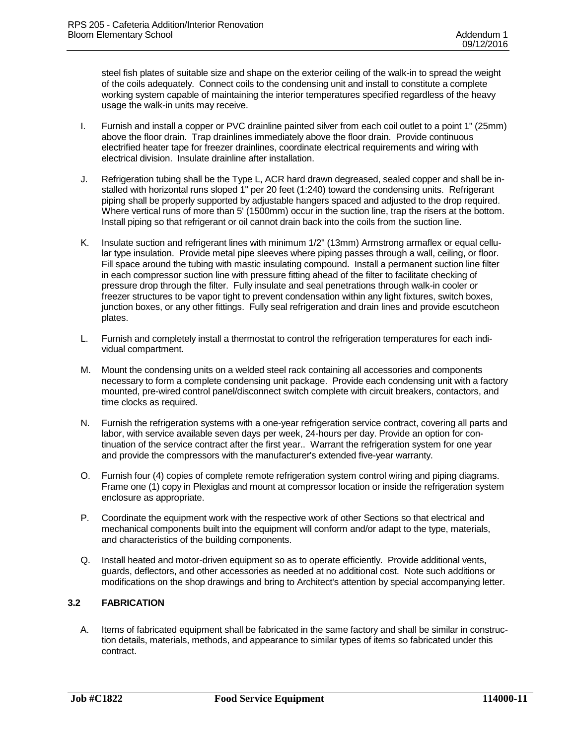steel fish plates of suitable size and shape on the exterior ceiling of the walk-in to spread the weight of the coils adequately. Connect coils to the condensing unit and install to constitute a complete working system capable of maintaining the interior temperatures specified regardless of the heavy usage the walk-in units may receive.

I. Furnish and install a copper or PVC drainline painted silver from each coil outlet to a point 1" (25mm) above the floor drain. Trap drainlines immediately above the floor drain. Provide continuous electrified heater tape for freezer drainlines, coordinate electrical requirements and wiring with electrical division. Insulate drainline after installation.

J. Refrigeration tubing shall be the Type L, ACR hard drawn degreased, sealed copper and shall be installed with horizontal runs sloped 1" per 20 feet (1:240) toward the condensing units. Refrigerant piping shall be properly supported by adjustable hangers spaced and adjusted to the drop required. Where vertical runs of more than 5' (1500mm) occur in the suction line, trap the risers at the bottom. Install piping so that refrigerant or oil cannot drain back into the coils from the suction line.

K. Insulate suction and refrigerant lines with minimum 1/2" (13mm) Armstrong armaflex or equal cellular type insulation. Provide metal pipe sleeves where piping passes through a wall, ceiling, or floor. Fill space around the tubing with mastic insulating compound. Install a permanent suction line filter in each compressor suction line with pressure fitting ahead of the filter to facilitate checking of pressure drop through the filter. Fully insulate and seal penetrations through walk-in cooler or freezer structures to be vapor tight to prevent condensation within any light fixtures, switch boxes, junction boxes, or any other fittings. Fully seal refrigeration and drain lines and provide escutcheon plates.

L. Furnish and completely install a thermostat to control the refrigeration temperatures for each individual compartment.

M. Mount the condensing units on a welded steel rack containing all accessories and components necessary to form a complete condensing unit package. Provide each condensing unit with a factory mounted, pre-wired control panel/disconnect switch complete with circuit breakers, contactors, and time clocks as required.

N. Furnish the refrigeration systems with a one-year refrigeration service contract, covering all parts and labor, with service available seven days per week, 24-hours per day. Provide an option for continuation of the service contract after the first year.. Warrant the refrigeration system for one year and provide the compressors with the manufacturer's extended five-year warranty.

O. Furnish four (4) copies of complete remote refrigeration system control wiring and piping diagrams. Frame one (1) copy in Plexiglas and mount at compressor location or inside the refrigeration system enclosure as appropriate.

P. Coordinate the equipment work with the respective work of other Sections so that electrical and mechanical components built into the equipment will conform and/or adapt to the type, materials, and characteristics of the building components.

Q. Install heated and motor-driven equipment so as to operate efficiently. Provide additional vents, guards, deflectors, and other accessories as needed at no additional cost. Note such additions or modifications on the shop drawings and bring to Architect's attention by special accompanying letter.

## 3.2 FABRICATION

A. Items of fabricated equipment shall be fabricated in the same factory and shall be similar in construction details, materials, methods, and appearance to similar types of items so fabricated under this contract.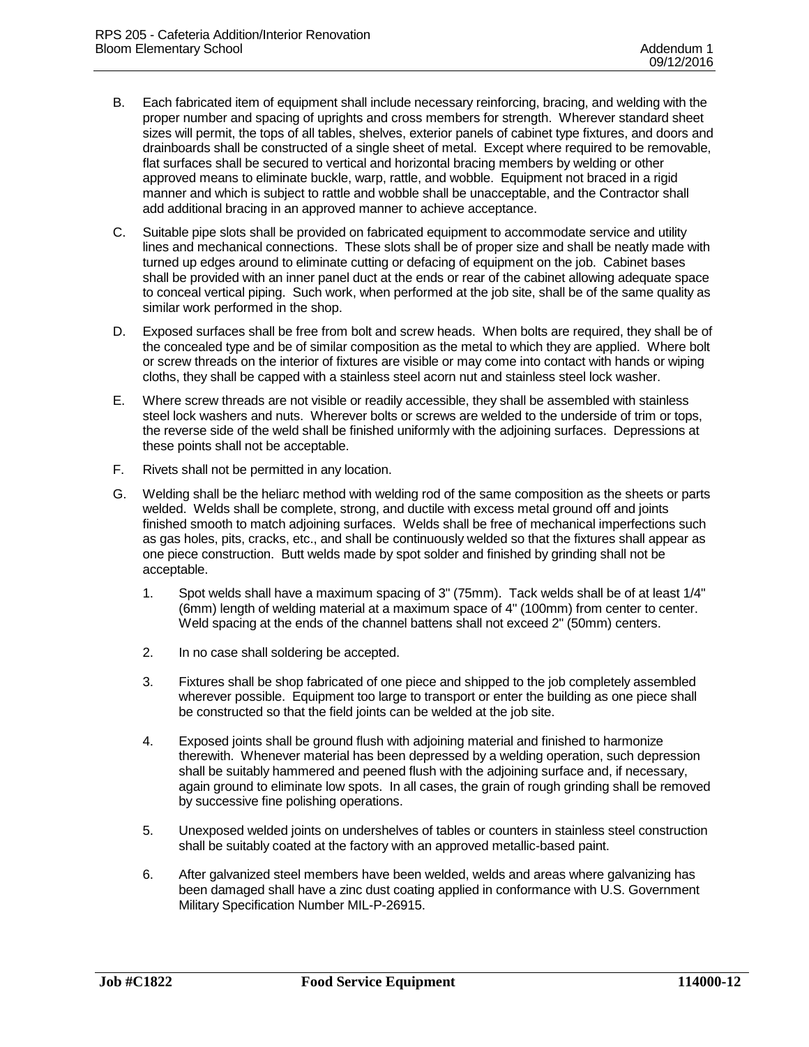B. Each fabricated item of equipment shall include necessary reinforcing, bracing, and welding with the proper number and spacing of uprights and cross members for strength. Wherever standard sheet sizes will permit, the tops of all tables, shelves, exterior panels of cabinet type fixtures, and doors and drainboards shall be constructed of a single sheet of metal. Except where required to be removable, flat surfaces shall be secured to vertical and horizontal bracing members by welding or other approved means to eliminate buckle, warp, rattle, and wobble. Equipment not braced in a rigid manner and which is subject to rattle and wobble shall be unacceptable, and the Contractor shall add additional bracing in an approved manner to achieve acceptance.

C. Suitable pipe slots shall be provided on fabricated equipment to accommodate service and utility lines and mechanical connections. These slots shall be of proper size and shall be neatly made with turned up edges around to eliminate cutting or defacing of equipment on the job. Cabinet bases shall be provided with an inner panel duct at the ends or rear of the cabinet allowing adequate space to conceal vertical piping. Such work, when performed at the job site, shall be of the same quality as similar work performed in the shop.

D. Exposed surfaces shall be free from bolt and screw heads. When bolts are required, they shall be of the concealed type and be of similar composition as the metal to which they are applied. Where bolt or screw threads on the interior of fixtures are visible or may come into contact with hands or wiping cloths, they shall be capped with a stainless steel acorn nut and stainless steel lock washer.

E. Where screw threads are not visible or readily accessible, they shall be assembled with stainless steel lock washers and nuts. Wherever bolts or screws are welded to the underside of trim or tops, the reverse side of the weld shall be finished uniformly with the adjoining surfaces. Depressions at these points shall not be acceptable.

F. Rivets shall not be permitted in any location.

G. Welding shall be the heliarc method with welding rod of the same composition as the sheets or parts welded. Welds shall be complete, strong, and ductile with excess metal ground off and joints finished smooth to match adjoining surfaces. Welds shall be free of mechanical imperfections such as gas holes, pits, cracks, etc., and shall be continuously welded so that the fixtures shall appear as one piece construction. Butt welds made by spot solder and finished by grinding shall not be acceptable.

   1. Spot welds shall have a maximum spacing of 3" (75mm). Tack welds shall be of at least 1/4" (6mm) length of welding material at a maximum space of 4" (100mm) from center to center. Weld spacing at the ends of the channel battens shall not exceed 2" (50mm) centers.

   2. In no case shall soldering be accepted.

   3. Fixtures shall be shop fabricated of one piece and shipped to the job completely assembled wherever possible. Equipment too large to transport or enter the building as one piece shall be constructed so that the field joints can be welded at the job site.

   4. Exposed joints shall be ground flush with adjoining material and finished to harmonize therewith. Whenever material has been depressed by a welding operation, such depression shall be suitably hammered and peened flush with the adjoining surface and, if necessary, again ground to eliminate low spots. In all cases, the grain of rough grinding shall be removed by successive fine polishing operations.

   5. Unexposed welded joints on undershelves of tables or counters in stainless steel construction shall be suitably coated at the factory with an approved metallic-based paint.

   6. After galvanized steel members have been welded, welds and areas where galvanizing has been damaged shall have a zinc dust coating applied in conformance with U.S. Government Military Specification Number MIL-P-26915.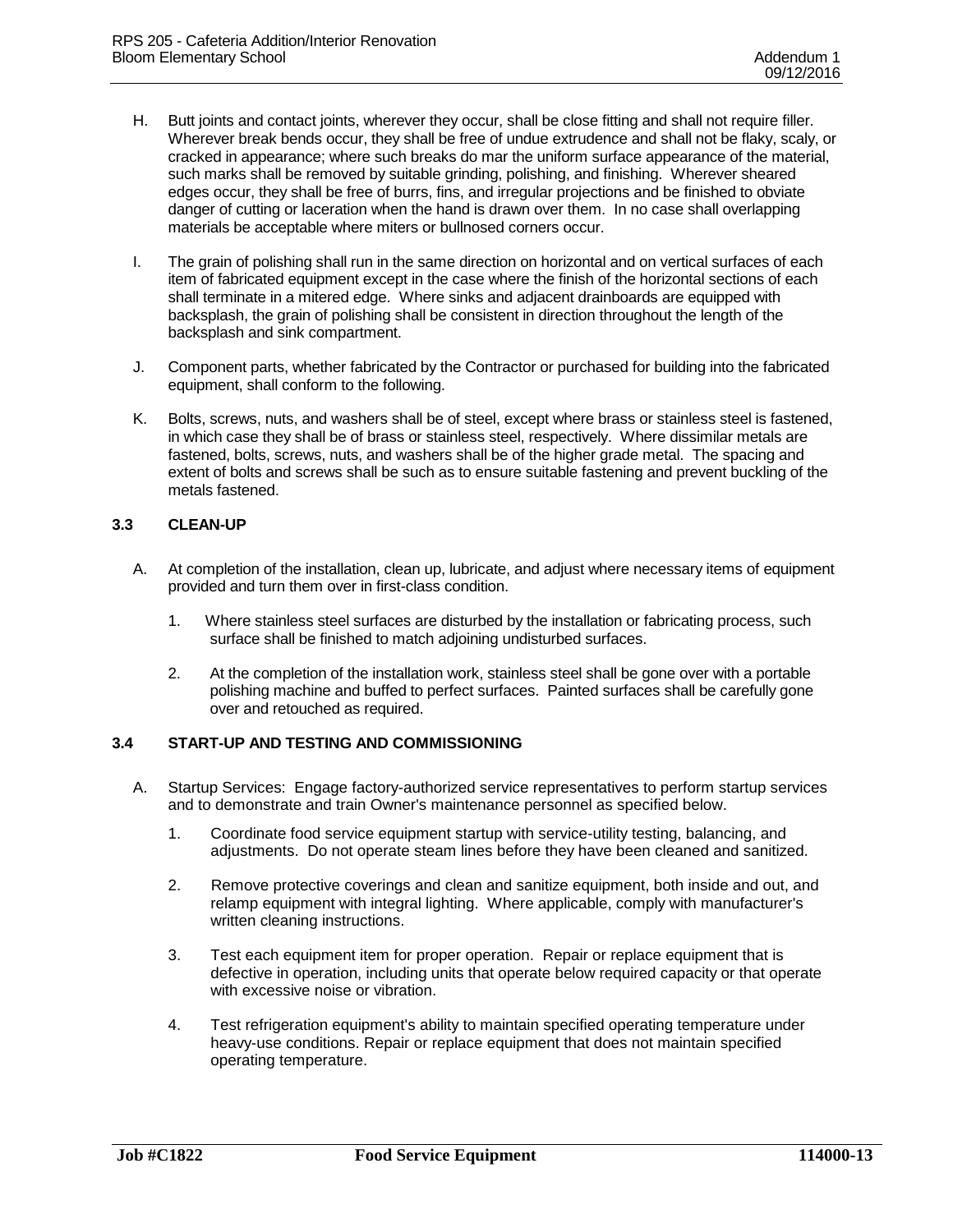H. Butt joints and contact joints, wherever they occur, shall be close fitting and shall not require filler. Wherever break bends occur, they shall be free of undue extrudence and shall not be flaky, scaly, or cracked in appearance; where such breaks do mar the uniform surface appearance of the material, such marks shall be removed by suitable grinding, polishing, and finishing. Wherever sheared edges occur, they shall be free of burrs, fins, and irregular projections and be finished to obviate danger of cutting or laceration when the hand is drawn over them. In no case shall overlapping materials be acceptable where miters or bullnosed corners occur.

I. The grain of polishing shall run in the same direction on horizontal and on vertical surfaces of each item of fabricated equipment except in the case where the finish of the horizontal sections of each shall terminate in a mitered edge. Where sinks and adjacent drainboards are equipped with backsplash, the grain of polishing shall be consistent in direction throughout the length of the backsplash and sink compartment.

J. Component parts, whether fabricated by the Contractor or purchased for building into the fabricated equipment, shall conform to the following.

K. Bolts, screws, nuts, and washers shall be of steel, except where brass or stainless steel is fastened, in which case they shall be of brass or stainless steel, respectively. Where dissimilar metals are fastened, bolts, screws, nuts, and washers shall be of the higher grade metal. The spacing and extent of bolts and screws shall be such as to ensure suitable fastening and prevent buckling of the metals fastened.

## 3.3 CLEAN-UP

A. At completion of the installation, clean up, lubricate, and adjust where necessary items of equipment provided and turn them over in first-class condition.

1. Where stainless steel surfaces are disturbed by the installation or fabricating process, such surface shall be finished to match adjoining undisturbed surfaces.

2. At the completion of the installation work, stainless steel shall be gone over with a portable polishing machine and buffed to perfect surfaces. Painted surfaces shall be carefully gone over and retouched as required.

## 3.4 START-UP AND TESTING AND COMMISSIONING

A. Startup Services: Engage factory-authorized service representatives to perform startup services and to demonstrate and train Owner's maintenance personnel as specified below.

1. Coordinate food service equipment startup with service-utility testing, balancing, and adjustments. Do not operate steam lines before they have been cleaned and sanitized.

2. Remove protective coverings and clean and sanitize equipment, both inside and out, and relamp equipment with integral lighting. Where applicable, comply with manufacturer's written cleaning instructions.

3. Test each equipment item for proper operation. Repair or replace equipment that is defective in operation, including units that operate below required capacity or that operate with excessive noise or vibration.

4. Test refrigeration equipment's ability to maintain specified operating temperature under heavy-use conditions. Repair or replace equipment that does not maintain specified operating temperature.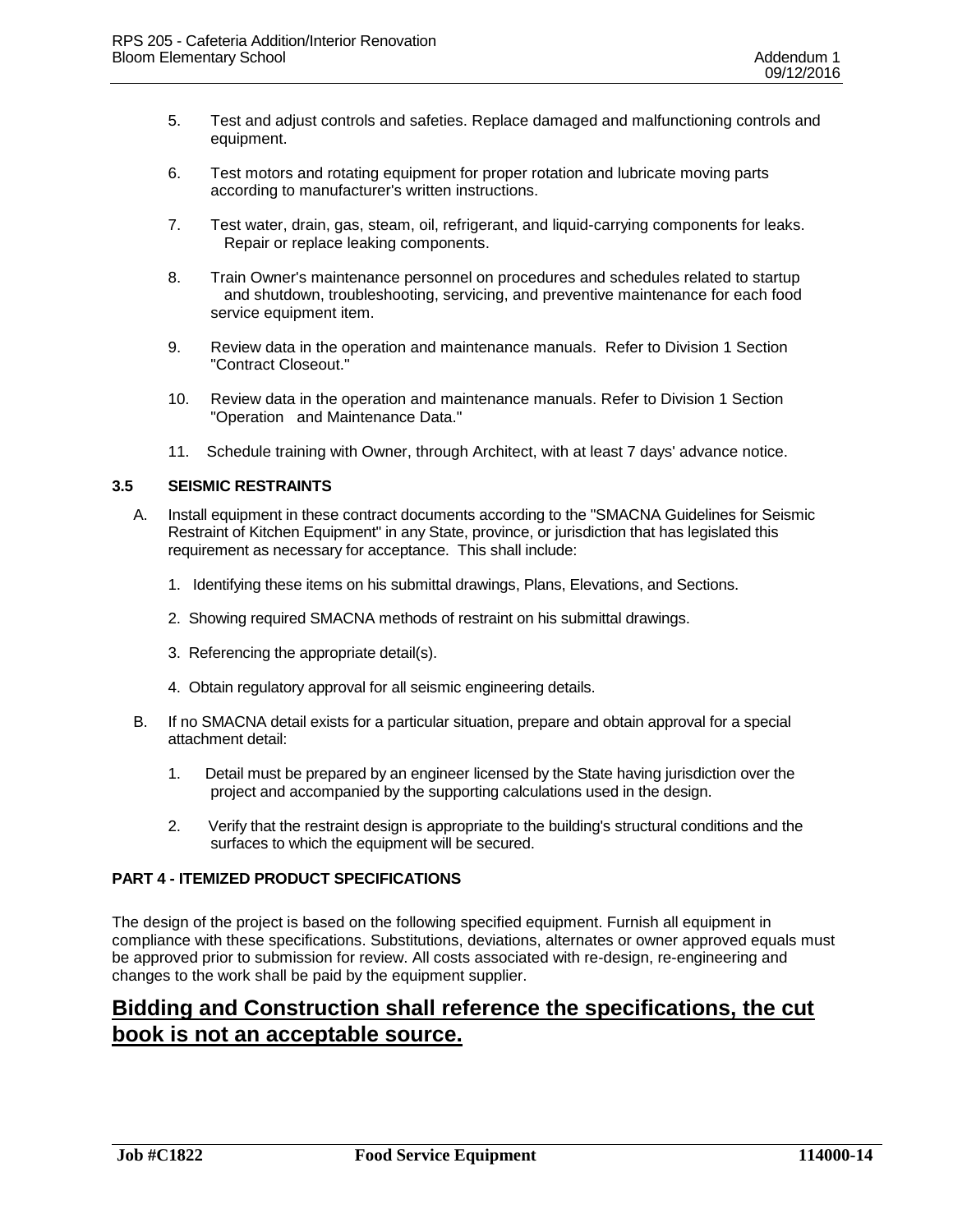5. Test and adjust controls and safeties. Replace damaged and malfunctioning controls and equipment.

6. Test motors and rotating equipment for proper rotation and lubricate moving parts according to manufacturer's written instructions.

7. Test water, drain, gas, steam, oil, refrigerant, and liquid-carrying components for leaks. Repair or replace leaking components.

8. Train Owner's maintenance personnel on procedures and schedules related to startup and shutdown, troubleshooting, servicing, and preventive maintenance for each food service equipment item.

9. Review data in the operation and maintenance manuals. Refer to Division 1 Section "Contract Closeout."

10. Review data in the operation and maintenance manuals. Refer to Division 1 Section "Operation and Maintenance Data."

11. Schedule training with Owner, through Architect, with at least 7 days' advance notice.

**3.5 SEISMIC RESTRAINTS**

A. Install equipment in these contract documents according to the "SMACNA Guidelines for Seismic Restraint of Kitchen Equipment" in any State, province, or jurisdiction that has legislated this requirement as necessary for acceptance. This shall include:

1. Identifying these items on his submittal drawings, Plans, Elevations, and Sections.

2. Showing required SMACNA methods of restraint on his submittal drawings.

3. Referencing the appropriate detail(s).

4. Obtain regulatory approval for all seismic engineering details.

B. If no SMACNA detail exists for a particular situation, prepare and obtain approval for a special attachment detail:

1. Detail must be prepared by an engineer licensed by the State having jurisdiction over the project and accompanied by the supporting calculations used in the design.

2. Verify that the restraint design is appropriate to the building's structural conditions and the surfaces to which the equipment will be secured.

**PART 4 - ITEMIZED PRODUCT SPECIFICATIONS**

The design of the project is based on the following specified equipment. Furnish all equipment in compliance with these specifications. Substitutions, deviations, alternates or owner approved equals must be approved prior to submission for review. All costs associated with re-design, re-engineering and changes to the work shall be paid by the equipment supplier.

## <u>Bidding and Construction shall reference the specifications, the cut book is not an acceptable source.</u>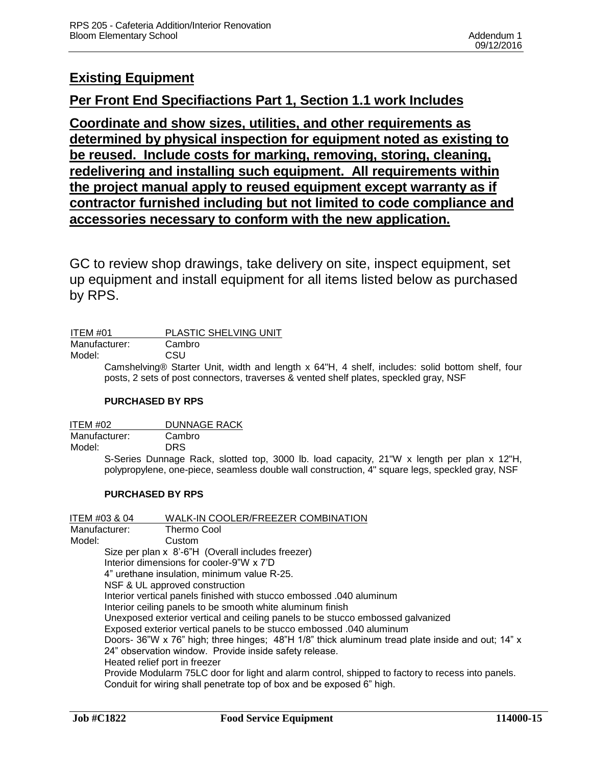## Existing Equipment

## Per Front End Specifiactions Part 1, Section 1.1 work Includes

## Coordinate and show sizes, utilities, and other requirements as determined by physical inspection for equipment noted as existing to be reused. Include costs for marking, removing, storing, cleaning, redelivering and installing such equipment. All requirements within the project manual apply to reused equipment except warranty as if contractor furnished including but not limited to code compliance and accessories necessary to conform with the new application.

GC to review shop drawings, take delivery on site, inspect equipment, set up equipment and install equipment for all items listed below as purchased by RPS.

ITEM #01 PLASTIC SHELVING UNIT
Manufacturer: Cambro
Model: CSU

Camshelving® Starter Unit, width and length x 64"H, 4 shelf, includes: solid bottom shelf, four posts, 2 sets of post connectors, traverses & vented shelf plates, speckled gray, NSF

**PURCHASED BY RPS**

ITEM #02 DUNNAGE RACK
Manufacturer: Cambro
Model: DRS

S-Series Dunnage Rack, slotted top, 3000 lb. load capacity, 21"W x length per plan x 12"H, polypropylene, one-piece, seamless double wall construction, 4" square legs, speckled gray, NSF

**PURCHASED BY RPS**

ITEM #03 & 04 WALK-IN COOLER/FREEZER COMBINATION
Manufacturer: Thermo Cool
Model: Custom

Size per plan x 8'-6"H (Overall includes freezer)
Interior dimensions for cooler-9"W x 7'D
4" urethane insulation, minimum value R-25.
NSF & UL approved construction
Interior vertical panels finished with stucco embossed .040 aluminum
Interior ceiling panels to be smooth white aluminum finish
Unexposed exterior vertical and ceiling panels to be stucco embossed galvanized
Exposed exterior vertical panels to be stucco embossed .040 aluminum
Doors- 36"W x 76" high; three hinges; 48"H 1/8" thick aluminum tread plate inside and out; 14" x 24" observation window. Provide inside safety release.
Heated relief port in freezer
Provide Modularm 75LC door for light and alarm control, shipped to factory to recess into panels. Conduit for wiring shall penetrate top of box and be exposed 6" high.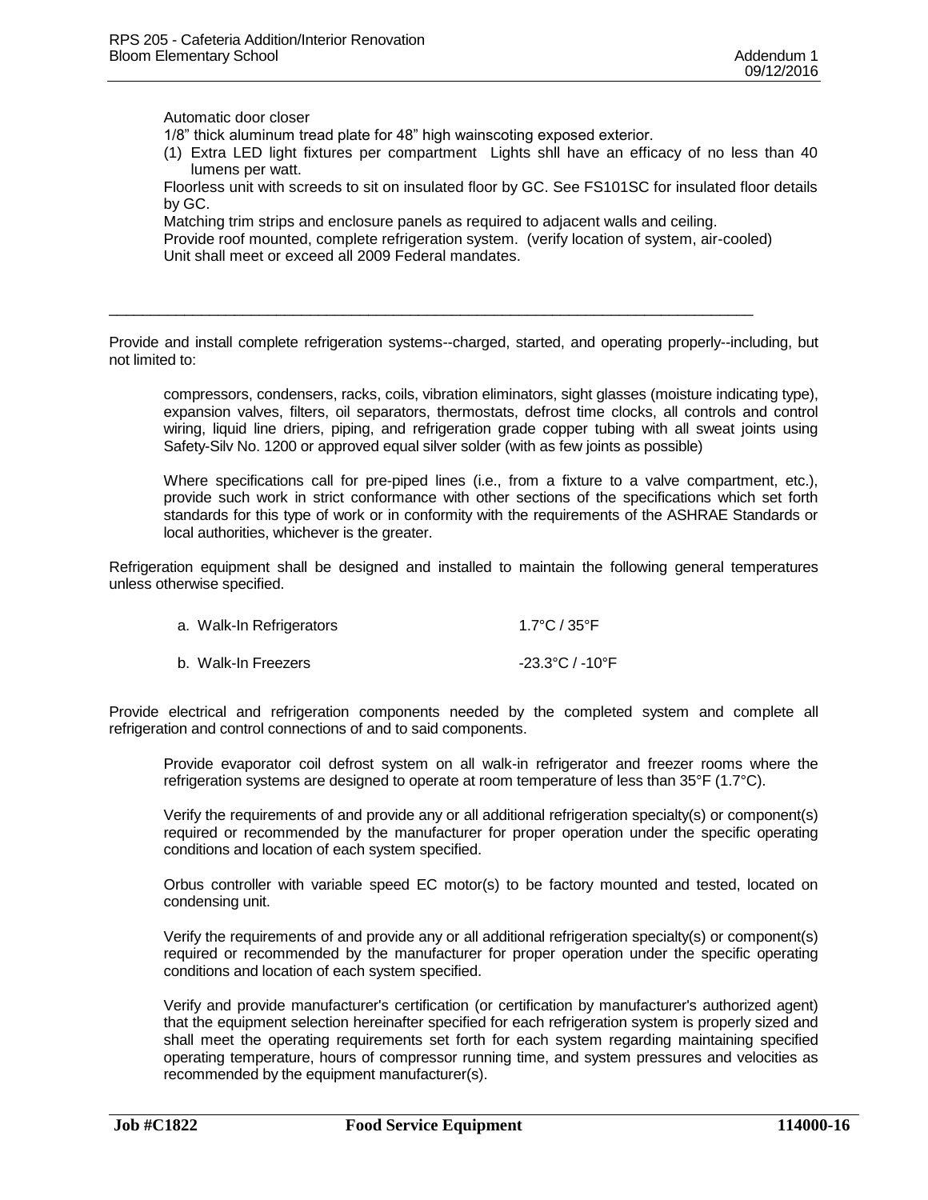Automatic door closer

1/8" thick aluminum tread plate for 48" high wainscoting exposed exterior.

(1) Extra LED light fixtures per compartment Lights shll have an efficacy of no less than 40 lumens per watt.

Floorless unit with screeds to sit on insulated floor by GC. See FS101SC for insulated floor details by GC.

Matching trim strips and enclosure panels as required to adjacent walls and ceiling.

Provide roof mounted, complete refrigeration system. (verify location of system, air-cooled)

Unit shall meet or exceed all 2009 Federal mandates.

---

Provide and install complete refrigeration systems--charged, started, and operating properly--including, but not limited to:

compressors, condensers, racks, coils, vibration eliminators, sight glasses (moisture indicating type), expansion valves, filters, oil separators, thermostats, defrost time clocks, all controls and control wiring, liquid line driers, piping, and refrigeration grade copper tubing with all sweat joints using Safety-Silv No. 1200 or approved equal silver solder (with as few joints as possible)

Where specifications call for pre-piped lines (i.e., from a fixture to a valve compartment, etc.), provide such work in strict conformance with other sections of the specifications which set forth standards for this type of work or in conformity with the requirements of the ASHRAE Standards or local authorities, whichever is the greater.

Refrigeration equipment shall be designed and installed to maintain the following general temperatures unless otherwise specified.

a. Walk-In Refrigerators 1.7°C / 35°F

b. Walk-In Freezers -23.3°C / -10°F

Provide electrical and refrigeration components needed by the completed system and complete all refrigeration and control connections of and to said components.

Provide evaporator coil defrost system on all walk-in refrigerator and freezer rooms where the refrigeration systems are designed to operate at room temperature of less than 35°F (1.7°C).

Verify the requirements of and provide any or all additional refrigeration specialty(s) or component(s) required or recommended by the manufacturer for proper operation under the specific operating conditions and location of each system specified.

Orbus controller with variable speed EC motor(s) to be factory mounted and tested, located on condensing unit.

Verify the requirements of and provide any or all additional refrigeration specialty(s) or component(s) required or recommended by the manufacturer for proper operation under the specific operating conditions and location of each system specified.

Verify and provide manufacturer's certification (or certification by manufacturer's authorized agent) that the equipment selection hereinafter specified for each refrigeration system is properly sized and shall meet the operating requirements set forth for each system regarding maintaining specified operating temperature, hours of compressor running time, and system pressures and velocities as recommended by the equipment manufacturer(s).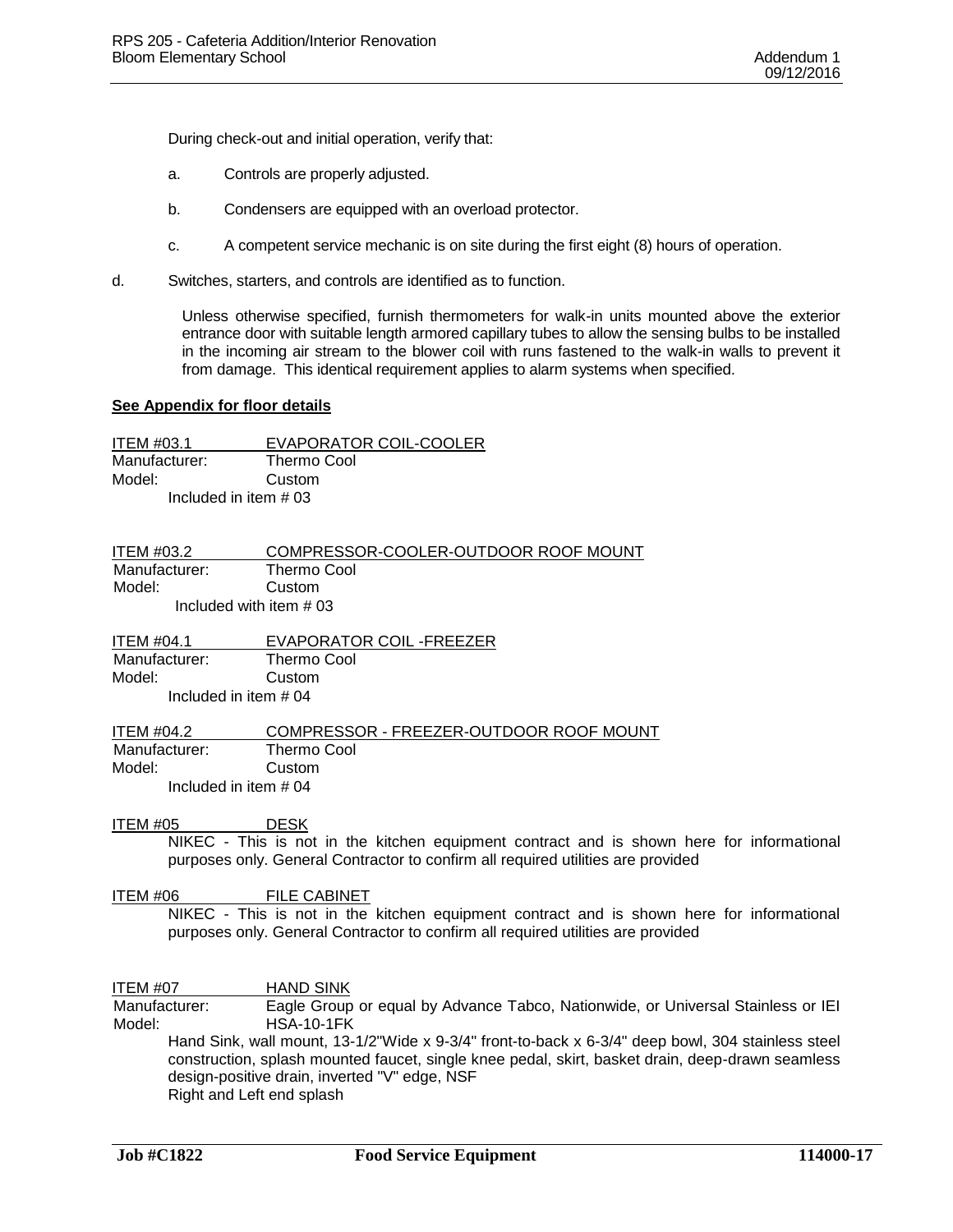During check-out and initial operation, verify that:

a. Controls are properly adjusted.

b. Condensers are equipped with an overload protector.

c. A competent service mechanic is on site during the first eight (8) hours of operation.

d. Switches, starters, and controls are identified as to function.

Unless otherwise specified, furnish thermometers for walk-in units mounted above the exterior entrance door with suitable length armored capillary tubes to allow the sensing bulbs to be installed in the incoming air stream to the blower coil with runs fastened to the walk-in walls to prevent it from damage. This identical requirement applies to alarm systems when specified.

**See Appendix for floor details**

ITEM #03.1 EVAPORATOR COIL-COOLER
Manufacturer: Thermo Cool
Model: Custom
Included in item # 03

ITEM #03.2 COMPRESSOR-COOLER-OUTDOOR ROOF MOUNT
Manufacturer: Thermo Cool
Model: Custom
Included with item # 03

ITEM #04.1 EVAPORATOR COIL -FREEZER
Manufacturer: Thermo Cool
Model: Custom
Included in item # 04

ITEM #04.2 COMPRESSOR - FREEZER-OUTDOOR ROOF MOUNT
Manufacturer: Thermo Cool
Model: Custom
Included in item # 04

ITEM #05 DESK
NIKEC - This is not in the kitchen equipment contract and is shown here for informational purposes only. General Contractor to confirm all required utilities are provided

ITEM #06 FILE CABINET
NIKEC - This is not in the kitchen equipment contract and is shown here for informational purposes only. General Contractor to confirm all required utilities are provided

ITEM #07 HAND SINK
Manufacturer: Eagle Group or equal by Advance Tabco, Nationwide, or Universal Stainless or IEI
Model: HSA-10-1FK
Hand Sink, wall mount, 13-1/2"Wide x 9-3/4" front-to-back x 6-3/4" deep bowl, 304 stainless steel construction, splash mounted faucet, single knee pedal, skirt, basket drain, deep-drawn seamless design-positive drain, inverted "V" edge, NSF
Right and Left end splash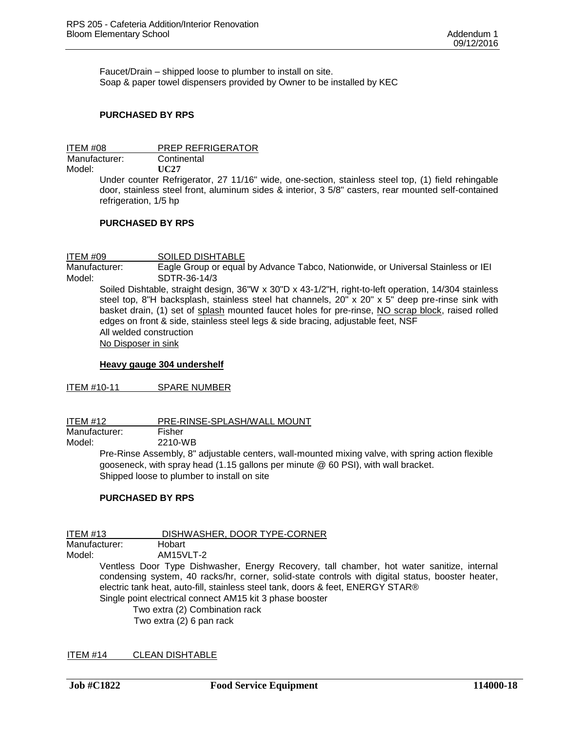Faucet/Drain – shipped loose to plumber to install on site.
Soap & paper towel dispensers provided by Owner to be installed by KEC

**PURCHASED BY RPS**

ITEM #08 PREP REFRIGERATOR
Manufacturer: Continental
Model: **UC27**

Under counter Refrigerator, 27 11/16" wide, one-section, stainless steel top, (1) field rehingable door, stainless steel front, aluminum sides & interior, 3 5/8" casters, rear mounted self-contained refrigeration, 1/5 hp

**PURCHASED BY RPS**

ITEM #09 SOILED DISHTABLE
Manufacturer: Eagle Group or equal by Advance Tabco, Nationwide, or Universal Stainless or IEI
Model: SDTR-36-14/3

Soiled Dishtable, straight design, 36"W x 30"D x 43-1/2"H, right-to-left operation, 14/304 stainless steel top, 8"H backsplash, stainless steel hat channels, 20" x 20" x 5" deep pre-rinse sink with basket drain, (1) set of splash mounted faucet holes for pre-rinse, NO scrap block, raised rolled edges on front & side, stainless steel legs & side bracing, adjustable feet, NSF
All welded construction
No Disposer in sink

**Heavy gauge 304 undershelf**

ITEM #10-11 SPARE NUMBER

ITEM #12 PRE-RINSE-SPLASH/WALL MOUNT
Manufacturer: Fisher
Model: 2210-WB

Pre-Rinse Assembly, 8" adjustable centers, wall-mounted mixing valve, with spring action flexible gooseneck, with spray head (1.15 gallons per minute @ 60 PSI), with wall bracket.
Shipped loose to plumber to install on site

**PURCHASED BY RPS**

ITEM #13 DISHWASHER, DOOR TYPE-CORNER
Manufacturer: Hobart
Model: AM15VLT-2

Ventless Door Type Dishwasher, Energy Recovery, tall chamber, hot water sanitize, internal condensing system, 40 racks/hr, corner, solid-state controls with digital status, booster heater, electric tank heat, auto-fill, stainless steel tank, doors & feet, ENERGY STAR®
Single point electrical connect AM15 kit 3 phase booster
Two extra (2) Combination rack
Two extra (2) 6 pan rack

ITEM #14 CLEAN DISHTABLE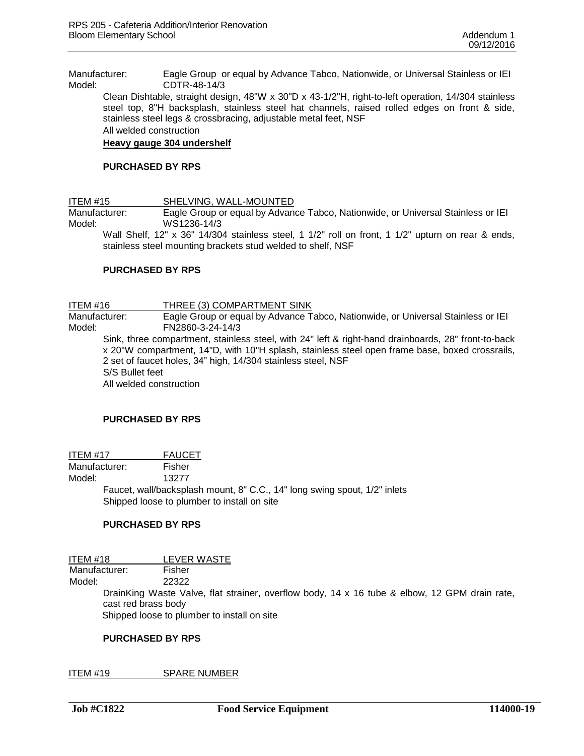Manufacturer: Eagle Group or equal by Advance Tabco, Nationwide, or Universal Stainless or IEI
Model: CDTR-48-14/3

Clean Dishtable, straight design, 48"W x 30"D x 43-1/2"H, right-to-left operation, 14/304 stainless steel top, 8"H backsplash, stainless steel hat channels, raised rolled edges on front & side, stainless steel legs & crossbracing, adjustable metal feet, NSF

All welded construction

**Heavy gauge 304 undershelf**

**PURCHASED BY RPS**

ITEM #15 SHELVING, WALL-MOUNTED
Manufacturer: Eagle Group or equal by Advance Tabco, Nationwide, or Universal Stainless or IEI
Model: WS1236-14/3

Wall Shelf, 12" x 36" 14/304 stainless steel, 1 1/2" roll on front, 1 1/2" upturn on rear & ends, stainless steel mounting brackets stud welded to shelf, NSF

**PURCHASED BY RPS**

ITEM #16 THREE (3) COMPARTMENT SINK
Manufacturer: Eagle Group or equal by Advance Tabco, Nationwide, or Universal Stainless or IEI
Model: FN2860-3-24-14/3

Sink, three compartment, stainless steel, with 24" left & right-hand drainboards, 28" front-to-back x 20"W compartment, 14"D, with 10"H splash, stainless steel open frame base, boxed crossrails, 2 set of faucet holes, 34" high, 14/304 stainless steel, NSF

S/S Bullet feet

All welded construction

**PURCHASED BY RPS**

ITEM #17 FAUCET
Manufacturer: Fisher
Model: 13277

Faucet, wall/backsplash mount, 8" C.C., 14" long swing spout, 1/2" inlets

Shipped loose to plumber to install on site

**PURCHASED BY RPS**

ITEM #18 LEVER WASTE
Manufacturer: Fisher
Model: 22322

DrainKing Waste Valve, flat strainer, overflow body, 14 x 16 tube & elbow, 12 GPM drain rate, cast red brass body

Shipped loose to plumber to install on site

**PURCHASED BY RPS**

ITEM #19 SPARE NUMBER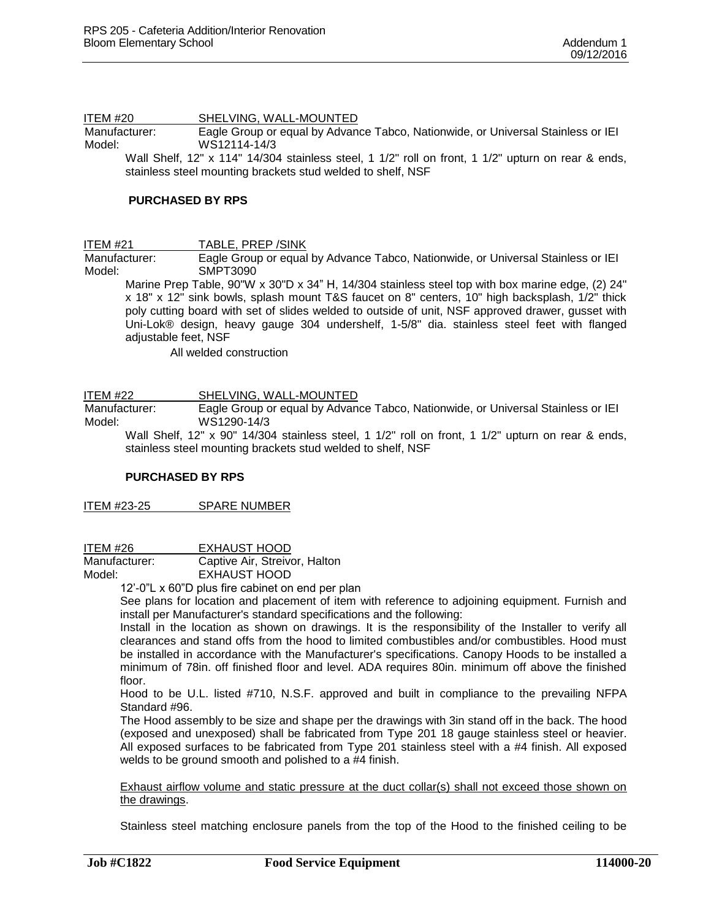ITEM #20 SHELVING, WALL-MOUNTED
Manufacturer: Eagle Group or equal by Advance Tabco, Nationwide, or Universal Stainless or IEI
Model: WS12114-14/3

Wall Shelf, 12" x 114" 14/304 stainless steel, 1 1/2" roll on front, 1 1/2" upturn on rear & ends, stainless steel mounting brackets stud welded to shelf, NSF

**PURCHASED BY RPS**

ITEM #21 TABLE, PREP /SINK
Manufacturer: Eagle Group or equal by Advance Tabco, Nationwide, or Universal Stainless or IEI
Model: SMPT3090

Marine Prep Table, 90"W x 30"D x 34" H, 14/304 stainless steel top with box marine edge, (2) 24" x 18" x 12" sink bowls, splash mount T&S faucet on 8" centers, 10" high backsplash, 1/2" thick poly cutting board with set of slides welded to outside of unit, NSF approved drawer, gusset with Uni-Lok® design, heavy gauge 304 undershelf, 1-5/8" dia. stainless steel feet with flanged adjustable feet, NSF

All welded construction

ITEM #22 SHELVING, WALL-MOUNTED
Manufacturer: Eagle Group or equal by Advance Tabco, Nationwide, or Universal Stainless or IEI
Model: WS1290-14/3

Wall Shelf, 12" x 90" 14/304 stainless steel, 1 1/2" roll on front, 1 1/2" upturn on rear & ends, stainless steel mounting brackets stud welded to shelf, NSF

**PURCHASED BY RPS**

ITEM #23-25 SPARE NUMBER

ITEM #26 EXHAUST HOOD
Manufacturer: Captive Air, Streivor, Halton
Model: EXHAUST HOOD

12'-0"L x 60"D plus fire cabinet on end per plan

See plans for location and placement of item with reference to adjoining equipment. Furnish and install per Manufacturer's standard specifications and the following:

Install in the location as shown on drawings. It is the responsibility of the Installer to verify all clearances and stand offs from the hood to limited combustibles and/or combustibles. Hood must be installed in accordance with the Manufacturer's specifications. Canopy Hoods to be installed a minimum of 78in. off finished floor and level. ADA requires 80in. minimum off above the finished floor.

Hood to be U.L. listed #710, N.S.F. approved and built in compliance to the prevailing NFPA Standard #96.

The Hood assembly to be size and shape per the drawings with 3in stand off in the back. The hood (exposed and unexposed) shall be fabricated from Type 201 18 gauge stainless steel or heavier. All exposed surfaces to be fabricated from Type 201 stainless steel with a #4 finish. All exposed welds to be ground smooth and polished to a #4 finish.

Exhaust airflow volume and static pressure at the duct collar(s) shall not exceed those shown on the drawings.

Stainless steel matching enclosure panels from the top of the Hood to the finished ceiling to be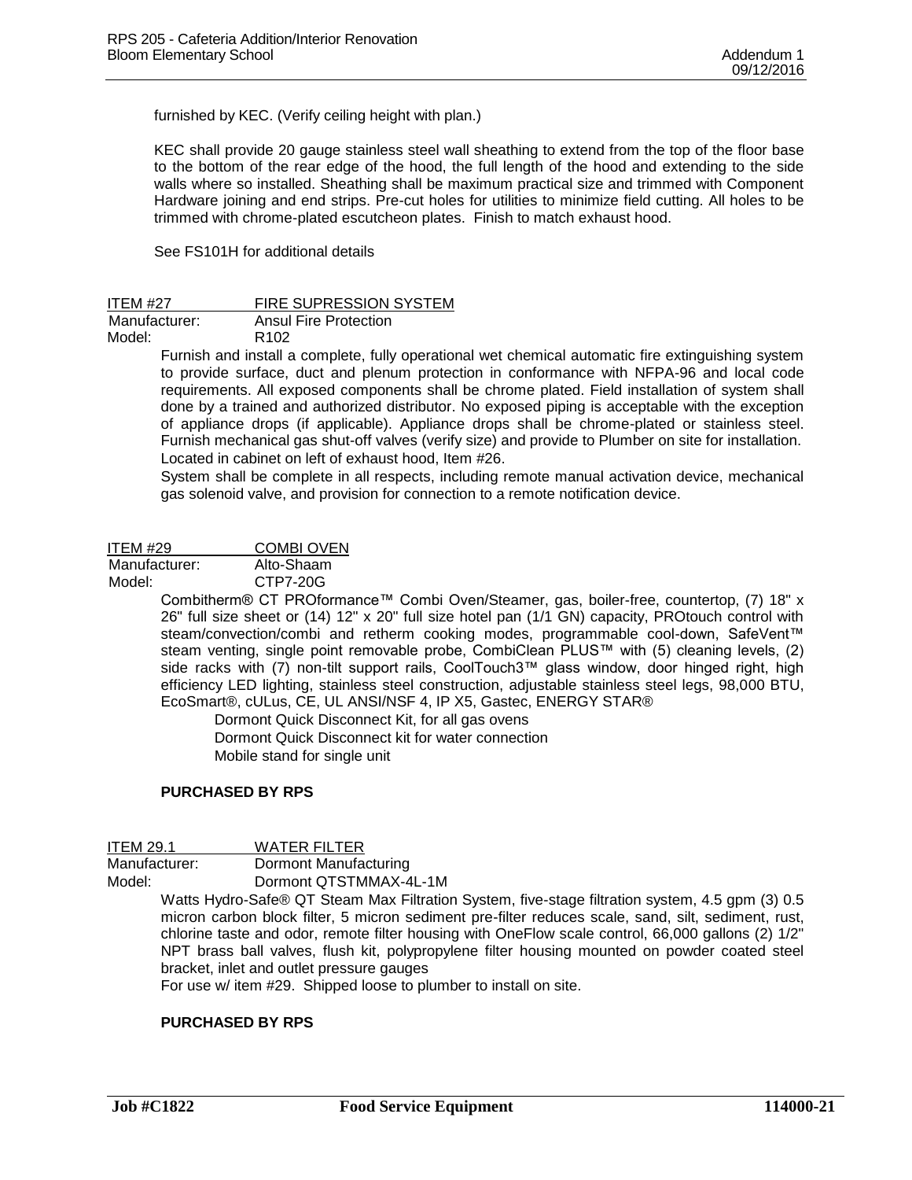furnished by KEC. (Verify ceiling height with plan.)

KEC shall provide 20 gauge stainless steel wall sheathing to extend from the top of the floor base to the bottom of the rear edge of the hood, the full length of the hood and extending to the side walls where so installed. Sheathing shall be maximum practical size and trimmed with Component Hardware joining and end strips. Pre-cut holes for utilities to minimize field cutting. All holes to be trimmed with chrome-plated escutcheon plates. Finish to match exhaust hood.

See FS101H for additional details

ITEM #27 FIRE SUPRESSION SYSTEM
Manufacturer: Ansul Fire Protection
Model: R102

Furnish and install a complete, fully operational wet chemical automatic fire extinguishing system to provide surface, duct and plenum protection in conformance with NFPA-96 and local code requirements. All exposed components shall be chrome plated. Field installation of system shall done by a trained and authorized distributor. No exposed piping is acceptable with the exception of appliance drops (if applicable). Appliance drops shall be chrome-plated or stainless steel. Furnish mechanical gas shut-off valves (verify size) and provide to Plumber on site for installation. Located in cabinet on left of exhaust hood, Item #26.

System shall be complete in all respects, including remote manual activation device, mechanical gas solenoid valve, and provision for connection to a remote notification device.

ITEM #29 COMBI OVEN
Manufacturer: Alto-Shaam
Model: CTP7-20G

Combitherm® CT PROformance™ Combi Oven/Steamer, gas, boiler-free, countertop, (7) 18" x 26" full size sheet or (14) 12" x 20" full size hotel pan (1/1 GN) capacity, PROtouch control with steam/convection/combi and retherm cooking modes, programmable cool-down, SafeVent™ steam venting, single point removable probe, CombiClean PLUS™ with (5) cleaning levels, (2) side racks with (7) non-tilt support rails, CoolTouch3™ glass window, door hinged right, high efficiency LED lighting, stainless steel construction, adjustable stainless steel legs, 98,000 BTU, EcoSmart®, cULus, CE, UL ANSI/NSF 4, IP X5, Gastec, ENERGY STAR®

Dormont Quick Disconnect Kit, for all gas ovens
Dormont Quick Disconnect kit for water connection
Mobile stand for single unit

**PURCHASED BY RPS**

ITEM 29.1 WATER FILTER
Manufacturer: Dormont Manufacturing
Model: Dormont QTSTMMAX-4L-1M

Watts Hydro-Safe® QT Steam Max Filtration System, five-stage filtration system, 4.5 gpm (3) 0.5 micron carbon block filter, 5 micron sediment pre-filter reduces scale, sand, silt, sediment, rust, chlorine taste and odor, remote filter housing with OneFlow scale control, 66,000 gallons (2) 1/2" NPT brass ball valves, flush kit, polypropylene filter housing mounted on powder coated steel bracket, inlet and outlet pressure gauges

For use w/ item #29. Shipped loose to plumber to install on site.

**PURCHASED BY RPS**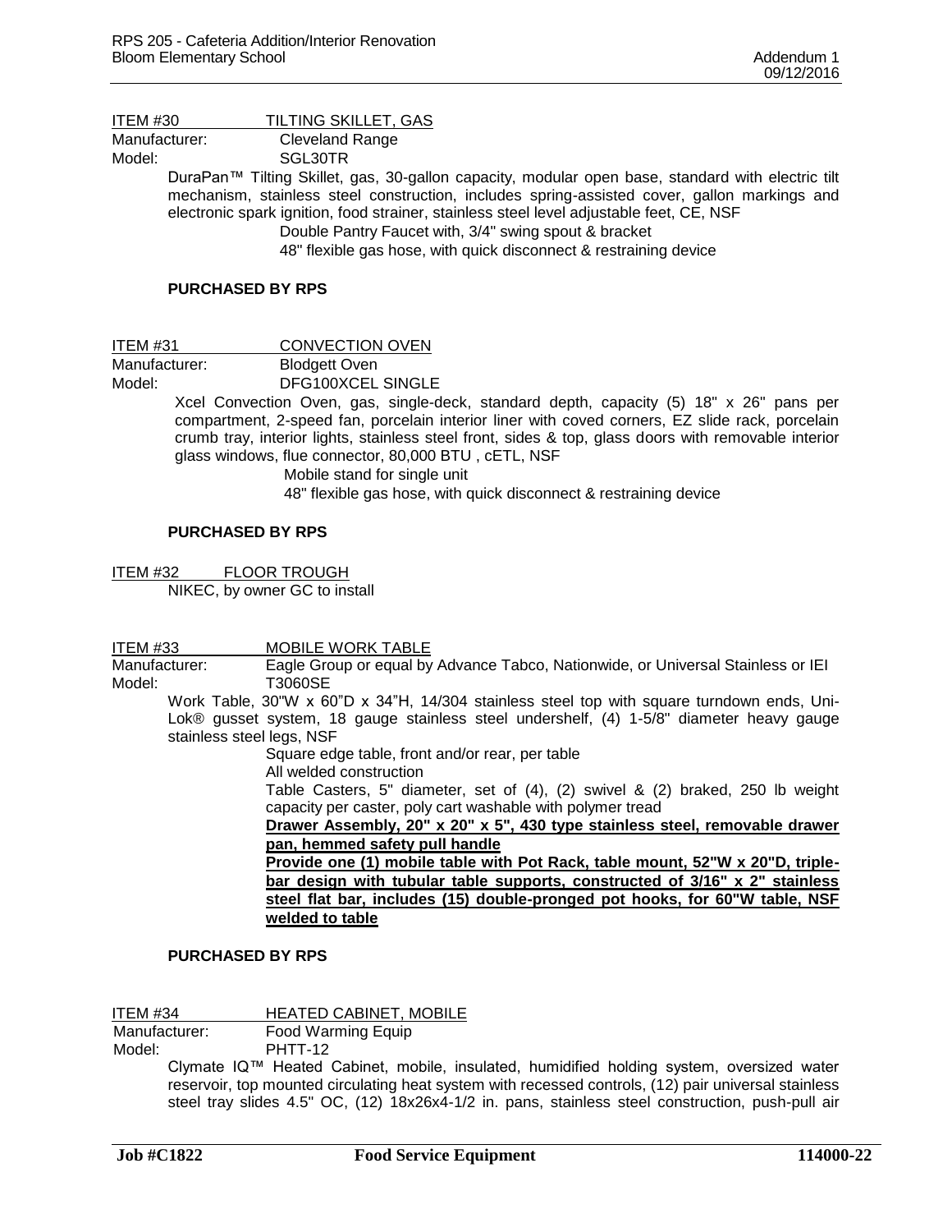ITEM #30 TILTING SKILLET, GAS

Manufacturer: Cleveland Range

Model: SGL30TR

DuraPan™ Tilting Skillet, gas, 30-gallon capacity, modular open base, standard with electric tilt mechanism, stainless steel construction, includes spring-assisted cover, gallon markings and electronic spark ignition, food strainer, stainless steel level adjustable feet, CE, NSF

Double Pantry Faucet with, 3/4" swing spout & bracket

48" flexible gas hose, with quick disconnect & restraining device

**PURCHASED BY RPS**

ITEM #31 CONVECTION OVEN

Manufacturer: Blodgett Oven

Model: DFG100XCEL SINGLE

Xcel Convection Oven, gas, single-deck, standard depth, capacity (5) 18" x 26" pans per compartment, 2-speed fan, porcelain interior liner with coved corners, EZ slide rack, porcelain crumb tray, interior lights, stainless steel front, sides & top, glass doors with removable interior glass windows, flue connector, 80,000 BTU , cETL, NSF

Mobile stand for single unit

48" flexible gas hose, with quick disconnect & restraining device

**PURCHASED BY RPS**

ITEM #32 FLOOR TROUGH

NIKEC, by owner GC to install

ITEM #33 MOBILE WORK TABLE

Manufacturer: Eagle Group or equal by Advance Tabco, Nationwide, or Universal Stainless or IEI

Model: T3060SE

Work Table, 30"W x 60"D x 34"H, 14/304 stainless steel top with square turndown ends, Uni-Lok® gusset system, 18 gauge stainless steel undershelf, (4) 1-5/8" diameter heavy gauge stainless steel legs, NSF

Square edge table, front and/or rear, per table

All welded construction

Table Casters, 5" diameter, set of (4), (2) swivel & (2) braked, 250 lb weight capacity per caster, poly cart washable with polymer tread

**Drawer Assembly, 20" x 20" x 5", 430 type stainless steel, removable drawer pan, hemmed safety pull handle**

**Provide one (1) mobile table with Pot Rack, table mount, 52"W x 20"D, triple-bar design with tubular table supports, constructed of 3/16" x 2" stainless steel flat bar, includes (15) double-pronged pot hooks, for 60"W table, NSF welded to table**

**PURCHASED BY RPS**

ITEM #34 HEATED CABINET, MOBILE

Manufacturer: Food Warming Equip

Model: PHTT-12

Clymate IQ™ Heated Cabinet, mobile, insulated, humidified holding system, oversized water reservoir, top mounted circulating heat system with recessed controls, (12) pair universal stainless steel tray slides 4.5" OC, (12) 18x26x4-1/2 in. pans, stainless steel construction, push-pull air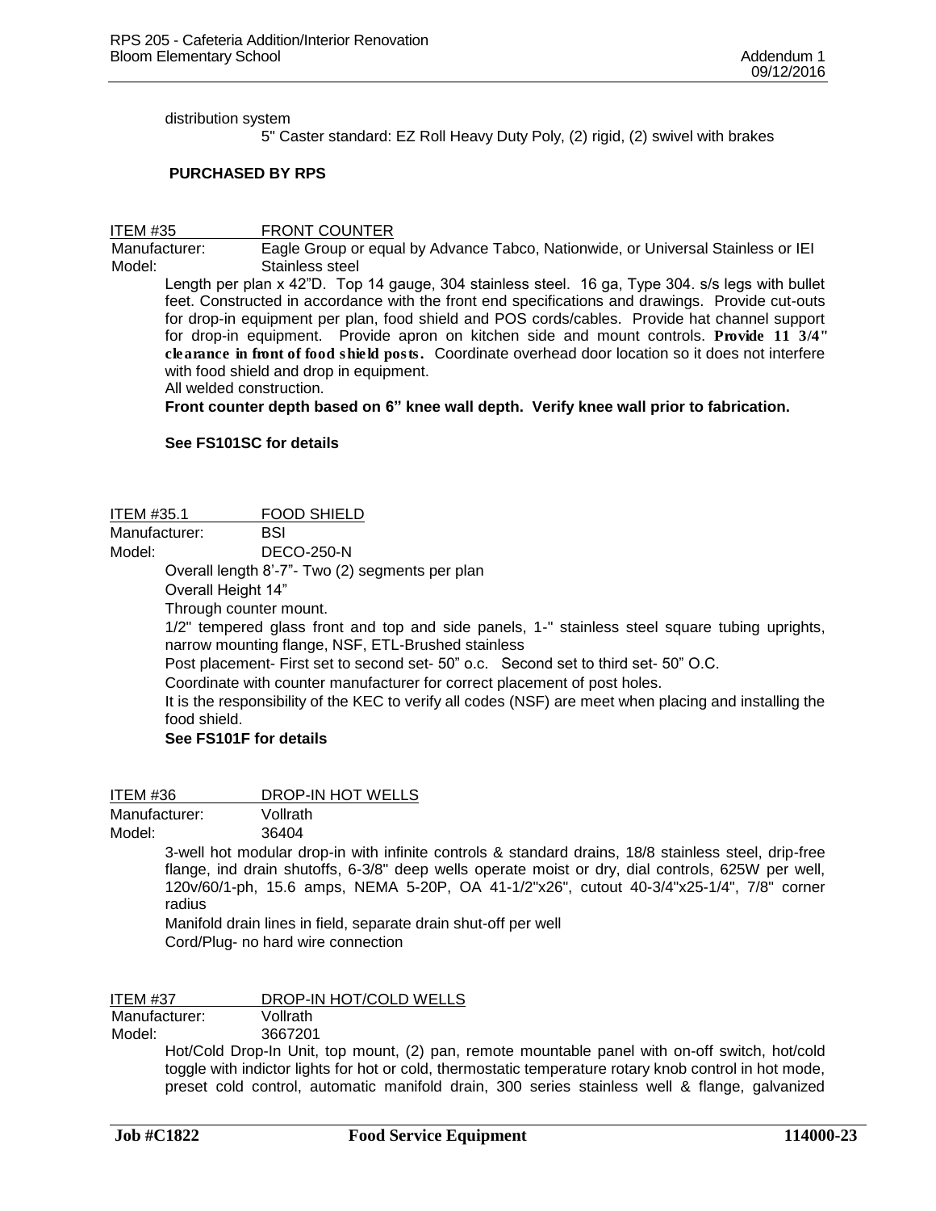distribution system

5" Caster standard: EZ Roll Heavy Duty Poly, (2) rigid, (2) swivel with brakes

**PURCHASED BY RPS**

ITEM #35 FRONT COUNTER

Manufacturer: Eagle Group or equal by Advance Tabco, Nationwide, or Universal Stainless or IEI

Model: Stainless steel

Length per plan x 42"D. Top 14 gauge, 304 stainless steel. 16 ga, Type 304. s/s legs with bullet feet. Constructed in accordance with the front end specifications and drawings. Provide cut-outs for drop-in equipment per plan, food shield and POS cords/cables. Provide hat channel support for drop-in equipment. Provide apron on kitchen side and mount controls. **Provide 11 3/4" clearance in front of food shield posts.** Coordinate overhead door location so it does not interfere with food shield and drop in equipment.

All welded construction.

**Front counter depth based on 6" knee wall depth. Verify knee wall prior to fabrication.**

**See FS101SC for details**

ITEM #35.1 FOOD SHIELD

Manufacturer: BSI

Model: DECO-250-N

Overall length 8'-7"- Two (2) segments per plan

Overall Height 14"

Through counter mount.

1/2" tempered glass front and top and side panels, 1-" stainless steel square tubing uprights, narrow mounting flange, NSF, ETL-Brushed stainless

Post placement- First set to second set- 50" o.c. Second set to third set- 50" O.C.

Coordinate with counter manufacturer for correct placement of post holes.

It is the responsibility of the KEC to verify all codes (NSF) are meet when placing and installing the food shield.

**See FS101F for details**

ITEM #36 DROP-IN HOT WELLS

Manufacturer: Vollrath

Model: 36404

3-well hot modular drop-in with infinite controls & standard drains, 18/8 stainless steel, drip-free flange, ind drain shutoffs, 6-3/8" deep wells operate moist or dry, dial controls, 625W per well, 120v/60/1-ph, 15.6 amps, NEMA 5-20P, OA 41-1/2"x26", cutout 40-3/4"x25-1/4", 7/8" corner radius

Manifold drain lines in field, separate drain shut-off per well

Cord/Plug- no hard wire connection

ITEM #37 DROP-IN HOT/COLD WELLS

Manufacturer: Vollrath

Model: 3667201

Hot/Cold Drop-In Unit, top mount, (2) pan, remote mountable panel with on-off switch, hot/cold toggle with indictor lights for hot or cold, thermostatic temperature rotary knob control in hot mode, preset cold control, automatic manifold drain, 300 series stainless well & flange, galvanized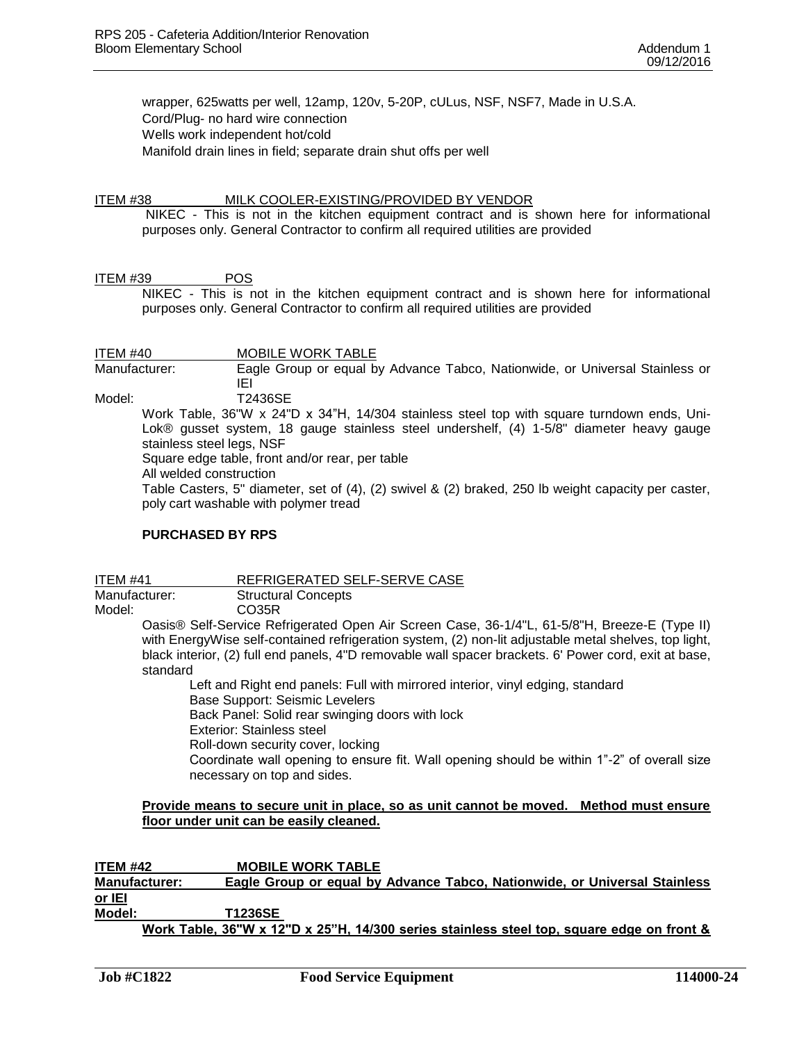wrapper, 625watts per well, 12amp, 120v, 5-20P, cULus, NSF, NSF7, Made in U.S.A.
Cord/Plug- no hard wire connection
Wells work independent hot/cold
Manifold drain lines in field; separate drain shut offs per well

ITEM #38 MILK COOLER-EXISTING/PROVIDED BY VENDOR

NIKEC - This is not in the kitchen equipment contract and is shown here for informational purposes only. General Contractor to confirm all required utilities are provided

ITEM #39 POS

NIKEC - This is not in the kitchen equipment contract and is shown here for informational purposes only. General Contractor to confirm all required utilities are provided

ITEM #40 MOBILE WORK TABLE
Manufacturer: Eagle Group or equal by Advance Tabco, Nationwide, or Universal Stainless or IEI
Model: T2436SE

Work Table, 36"W x 24"D x 34"H, 14/304 stainless steel top with square turndown ends, Uni-Lok® gusset system, 18 gauge stainless steel undershelf, (4) 1-5/8" diameter heavy gauge stainless steel legs, NSF
Square edge table, front and/or rear, per table
All welded construction
Table Casters, 5" diameter, set of (4), (2) swivel & (2) braked, 250 lb weight capacity per caster, poly cart washable with polymer tread

**PURCHASED BY RPS**

ITEM #41 REFRIGERATED SELF-SERVE CASE
Manufacturer: Structural Concepts
Model: CO35R

Oasis® Self-Service Refrigerated Open Air Screen Case, 36-1/4"L, 61-5/8"H, Breeze-E (Type II) with EnergyWise self-contained refrigeration system, (2) non-lit adjustable metal shelves, top light, black interior, (2) full end panels, 4"D removable wall spacer brackets. 6' Power cord, exit at base, standard

Left and Right end panels: Full with mirrored interior, vinyl edging, standard
Base Support: Seismic Levelers
Back Panel: Solid rear swinging doors with lock
Exterior: Stainless steel
Roll-down security cover, locking
Coordinate wall opening to ensure fit. Wall opening should be within 1"-2" of overall size necessary on top and sides.

**Provide means to secure unit in place, so as unit cannot be moved. Method must ensure floor under unit can be easily cleaned.**

**ITEM #42 MOBILE WORK TABLE**
**Manufacturer: Eagle Group or equal by Advance Tabco, Nationwide, or Universal Stainless or IEI**
**Model: T1236SE**

**Work Table, 36"W x 12"D x 25"H, 14/300 series stainless steel top, square edge on front &**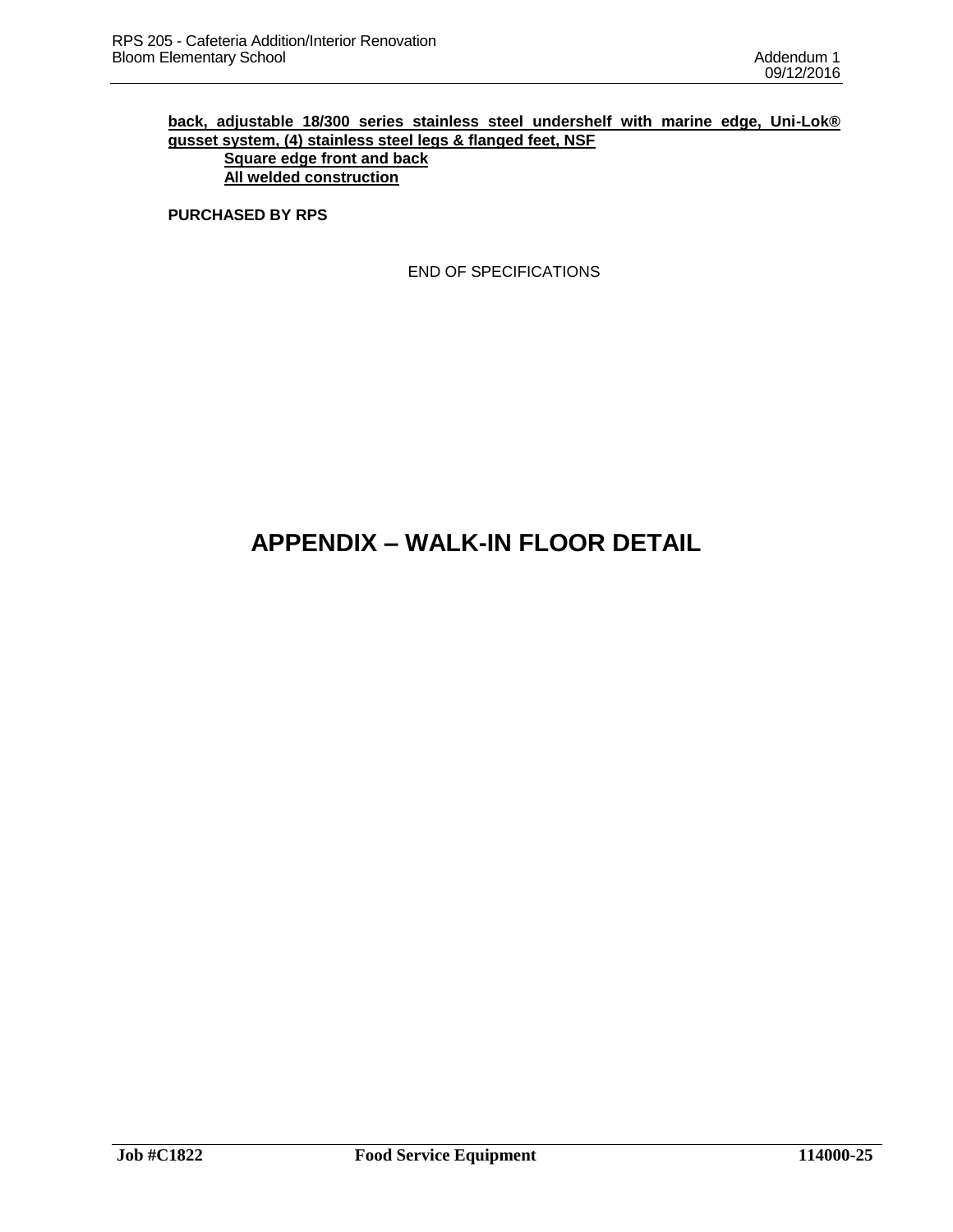**back, adjustable 18/300 series stainless steel undershelf with marine edge, Uni-Lok® gusset system, (4) stainless steel legs & flanged feet, NSF**

**Square edge front and back**

**All welded construction**

**PURCHASED BY RPS**

END OF SPECIFICATIONS

# APPENDIX – WALK-IN FLOOR DETAIL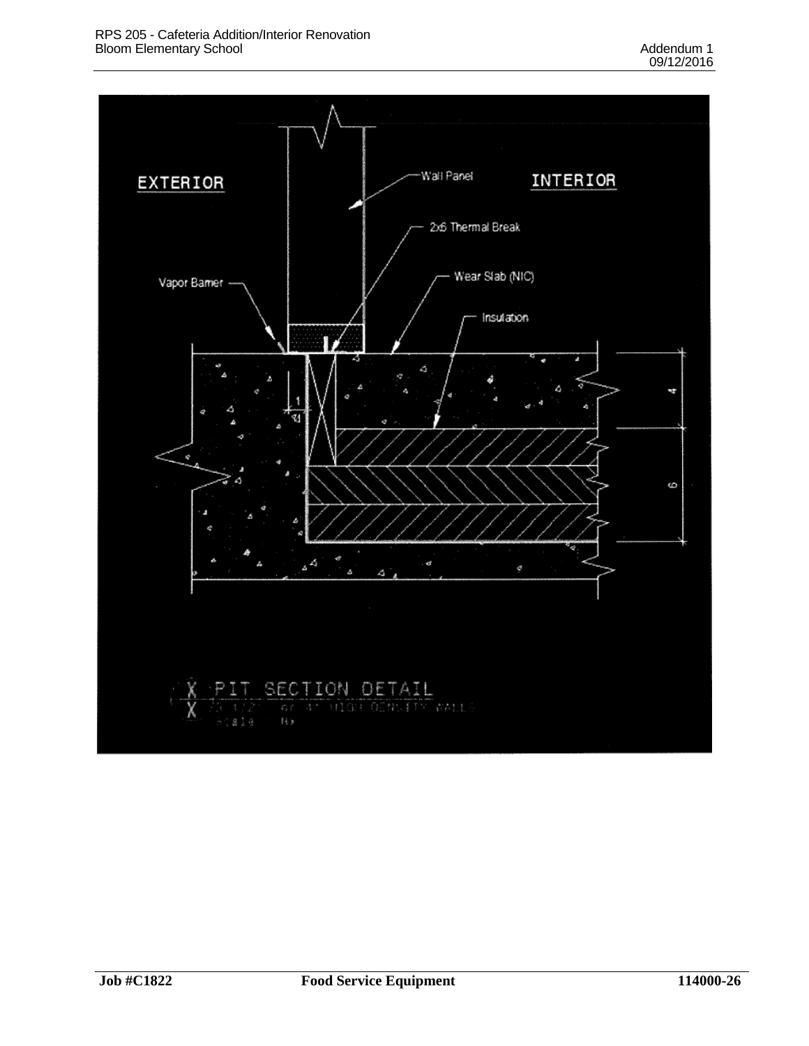EXTERIOR

INTERIOR

Wall Panel

2x6 Thermal Break

Wear Slab (NIC)

Vapor Barrier

Insulation

1

4

6

X PIT SECTION DETAIL